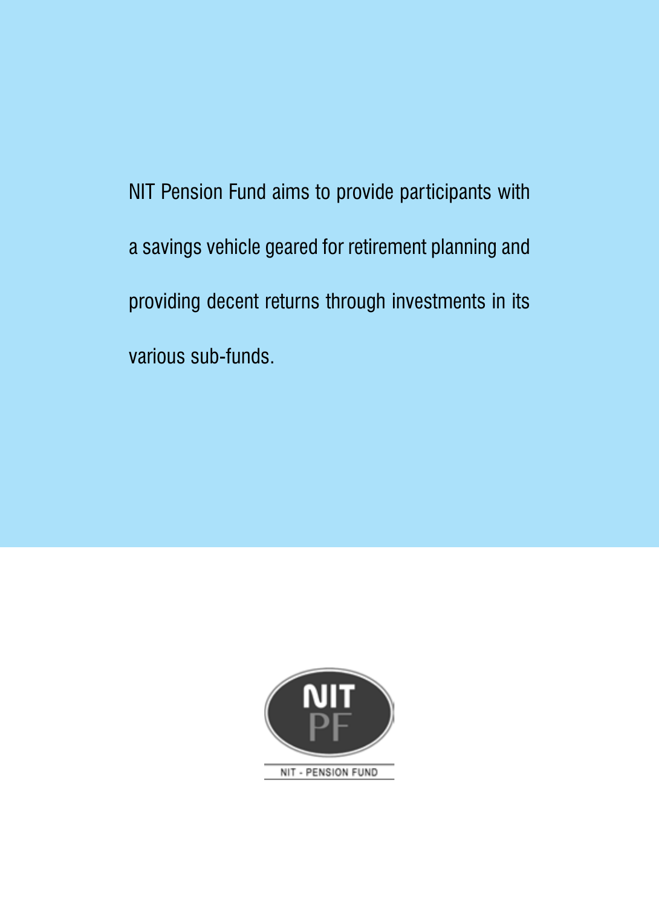NIT Pension Fund aims to provide participants with a savings vehicle geared for retirement planning and providing decent returns through investments in its various sub-funds.

NIT
PF

NIT - PENSION FUND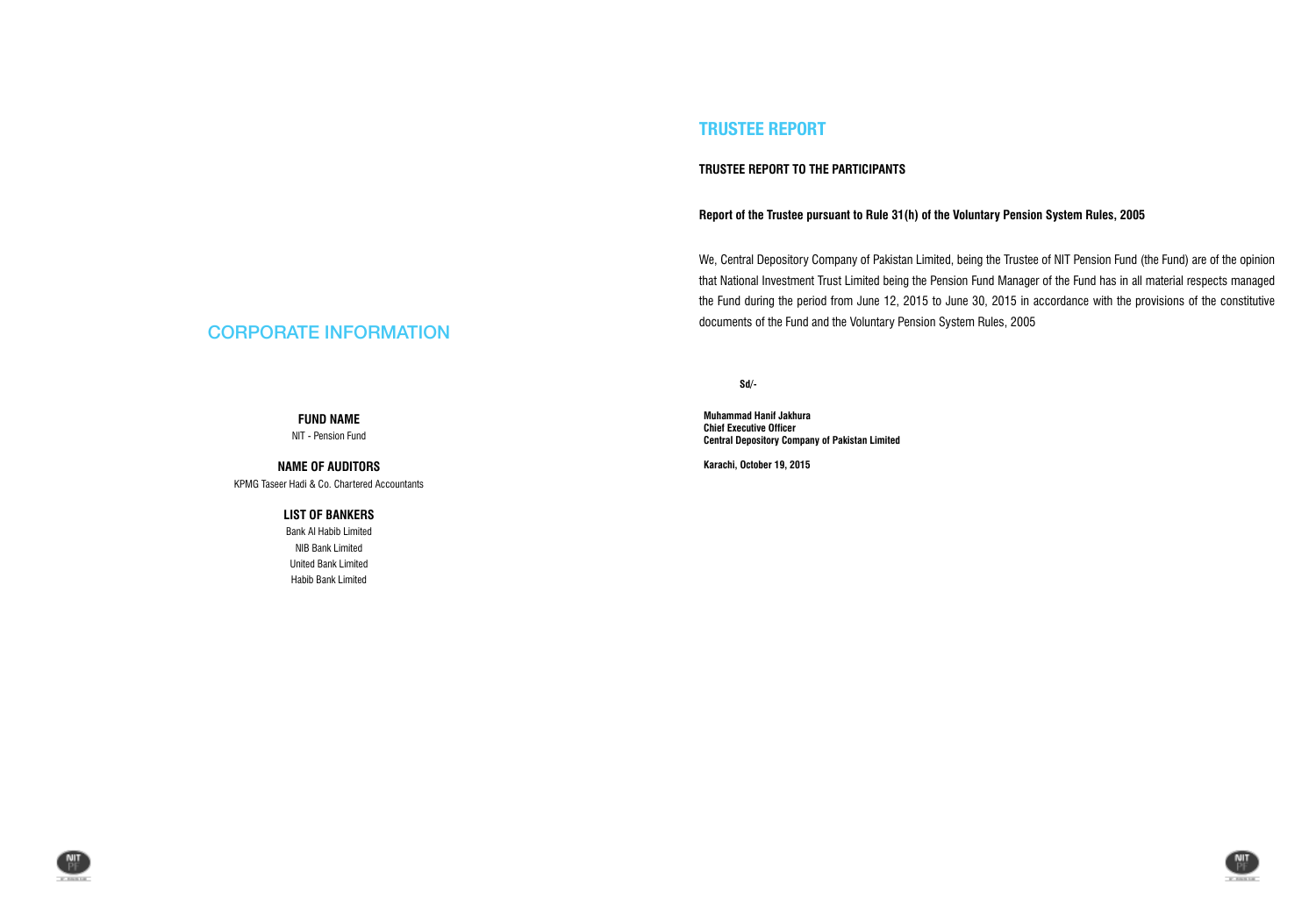# CORPORATE INFORMATION

**FUND NAME**

NIT - Pension Fund

**NAME OF AUDITORS**

KPMG Taseer Hadi & Co. Chartered Accountants

**LIST OF BANKERS**

Bank Al Habib Limited

NIB Bank Limited

United Bank Limited

Habib Bank Limited

# TRUSTEE REPORT

**TRUSTEE REPORT TO THE PARTICIPANTS**

**Report of the Trustee pursuant to Rule 31(h) of the Voluntary Pension System Rules, 2005**

We, Central Depository Company of Pakistan Limited, being the Trustee of NIT Pension Fund (the Fund) are of the opinion that National Investment Trust Limited being the Pension Fund Manager of the Fund has in all material respects managed the Fund during the period from June 12, 2015 to June 30, 2015 in accordance with the provisions of the constitutive documents of the Fund and the Voluntary Pension System Rules, 2005

**Sd/-**

**Muhammad Hanif Jakhura**
**Chief Executive Officer**
**Central Depository Company of Pakistan Limited**

**Karachi, October 19, 2015**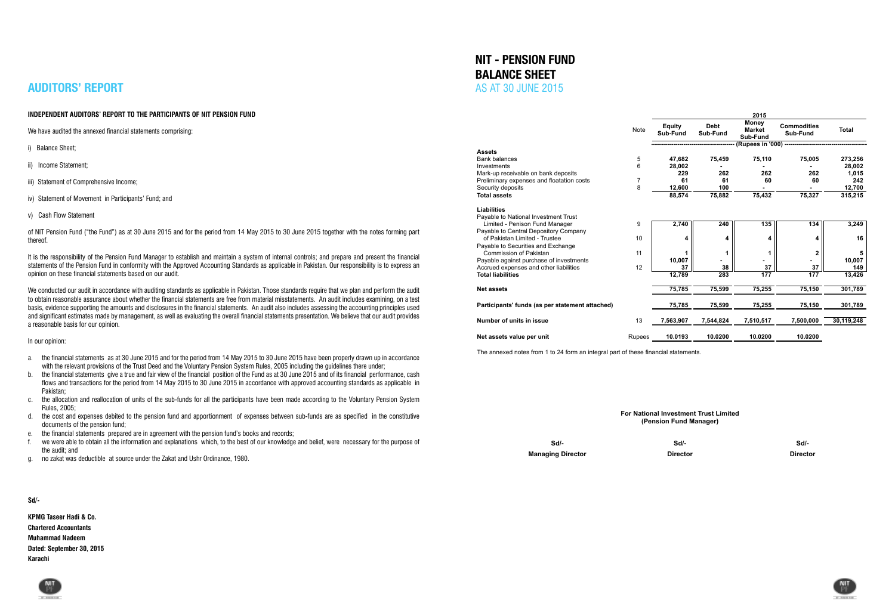# AUDITORS' REPORT

## INDEPENDENT AUDITORS' REPORT TO THE PARTICIPANTS OF NIT PENSION FUND

We have audited the annexed financial statements comprising:

i) Balance Sheet;

ii) Income Statement;

iii) Statement of Comprehensive Income;

iv) Statement of Movement in Participants' Fund; and

v) Cash Flow Statement

of NIT Pension Fund ("the Fund") as at 30 June 2015 and for the period from 14 May 2015 to 30 June 2015 together with the notes forming part thereof.

It is the responsibility of the Pension Fund Manager to establish and maintain a system of internal controls; and prepare and present the financial statements of the Pension Fund in conformity with the Approved Accounting Standards as applicable in Pakistan. Our responsibility is to express an opinion on these financial statements based on our audit.

We conducted our audit in accordance with auditing standards as applicable in Pakistan. Those standards require that we plan and perform the audit to obtain reasonable assurance about whether the financial statements are free from material misstatements. An audit includes examining, on a test basis, evidence supporting the amounts and disclosures in the financial statements. An audit also includes assessing the accounting principles used and significant estimates made by management, as well as evaluating the overall financial statements presentation. We believe that our audit provides a reasonable basis for our opinion.

In our opinion:

a. the financial statements as at 30 June 2015 and for the period from 14 May 2015 to 30 June 2015 have been properly drawn up in accordance with the relevant provisions of the Trust Deed and the Voluntary Pension System Rules, 2005 including the guidelines there under;
b. the financial statements give a true and fair view of the financial position of the Fund as at 30 June 2015 and of its financial performance, cash flows and transactions for the period from 14 May 2015 to 30 June 2015 in accordance with approved accounting standards as applicable in Pakistan;
c. the allocation and reallocation of units of the sub-funds for all the participants have been made according to the Voluntary Pension System Rules, 2005;
d. the cost and expenses debited to the pension fund and apportionment of expenses between sub-funds are as specified in the constitutive documents of the pension fund;
e. the financial statements prepared are in agreement with the pension fund's books and records;
f. we were able to obtain all the information and explanations which, to the best of our knowledge and belief, were necessary for the purpose of the audit; and
g. no zakat was deductible at source under the Zakat and Ushr Ordinance, 1980.

**Sd/-**

**KPMG Taseer Hadi & Co.**
**Chartered Accountants**
**Muhammad Nadeem**
**Dated: September 30, 2015**
**Karachi**

# NIT - PENSION FUND
# BALANCE SHEET
## AS AT 30 JUNE 2015

| | Note | 2015 | | | | |
|---|---|---|---|---|---|---|
| | | Equity Sub-Fund | Debt Sub-Fund | Money Market Sub-Fund | Commodities Sub-Fund | Total |
| | | (Rupees in '000) | | | | |
| **Assets** | | | | | | |
| Bank balances | 5 | 47,682 | 75,459 | 75,110 | 75,005 | 273,256 |
| Investments | 6 | 28,002 | - | - | - | 28,002 |
| Mark-up receivable on bank deposits | | 229 | 262 | 262 | 262 | 1,015 |
| Preliminary expenses and floatation costs | 7 | 61 | 61 | 60 | 60 | 242 |
| Security deposits | 8 | 12,600 | 100 | - | - | 12,700 |
| **Total assets** | | 88,574 | 75,882 | 75,432 | 75,327 | 315,215 |
| **Liabilities** | | | | | | |
| Payable to National Investment Trust Limited - Penison Fund Manager | 9 | 2,740 | 240 | 135 | 134 | 3,249 |
| Payable to Central Depository Company of Pakistan Limited - Trustee | 10 | 4 | 4 | 4 | 4 | 16 |
| Payable to Securities and Exchange Commission of Pakistan | 11 | 1 | 1 | 1 | 2 | 5 |
| Payable against purchase of investments | | 10,007 | - | - | - | 10,007 |
| Accrued expenses and other liabilities | 12 | 37 | 38 | 37 | 37 | 149 |
| **Total liabilities** | | 12,789 | 283 | 177 | 177 | 13,426 |
| **Net assets** | | 75,785 | 75,599 | 75,255 | 75,150 | 301,789 |
| **Participants' funds (as per statement attached)** | | 75,785 | 75,599 | 75,255 | 75,150 | 301,789 |
| **Number of units in issue** | 13 | 7,563,907 | 7,544,824 | 7,510,517 | 7,500,000 | 30,119,248 |
| **Net assets value per unit** | Rupees | 10.0193 | 10.0200 | 10.0200 | 10.0200 | |

The annexed notes from 1 to 24 form an integral part of these financial statements.

**For National Investment Trust Limited**
**(Pension Fund Manager)**

| Sd/- | Sd/- | Sd/- |
|---|---|---|
| **Managing Director** | **Director** | **Director** |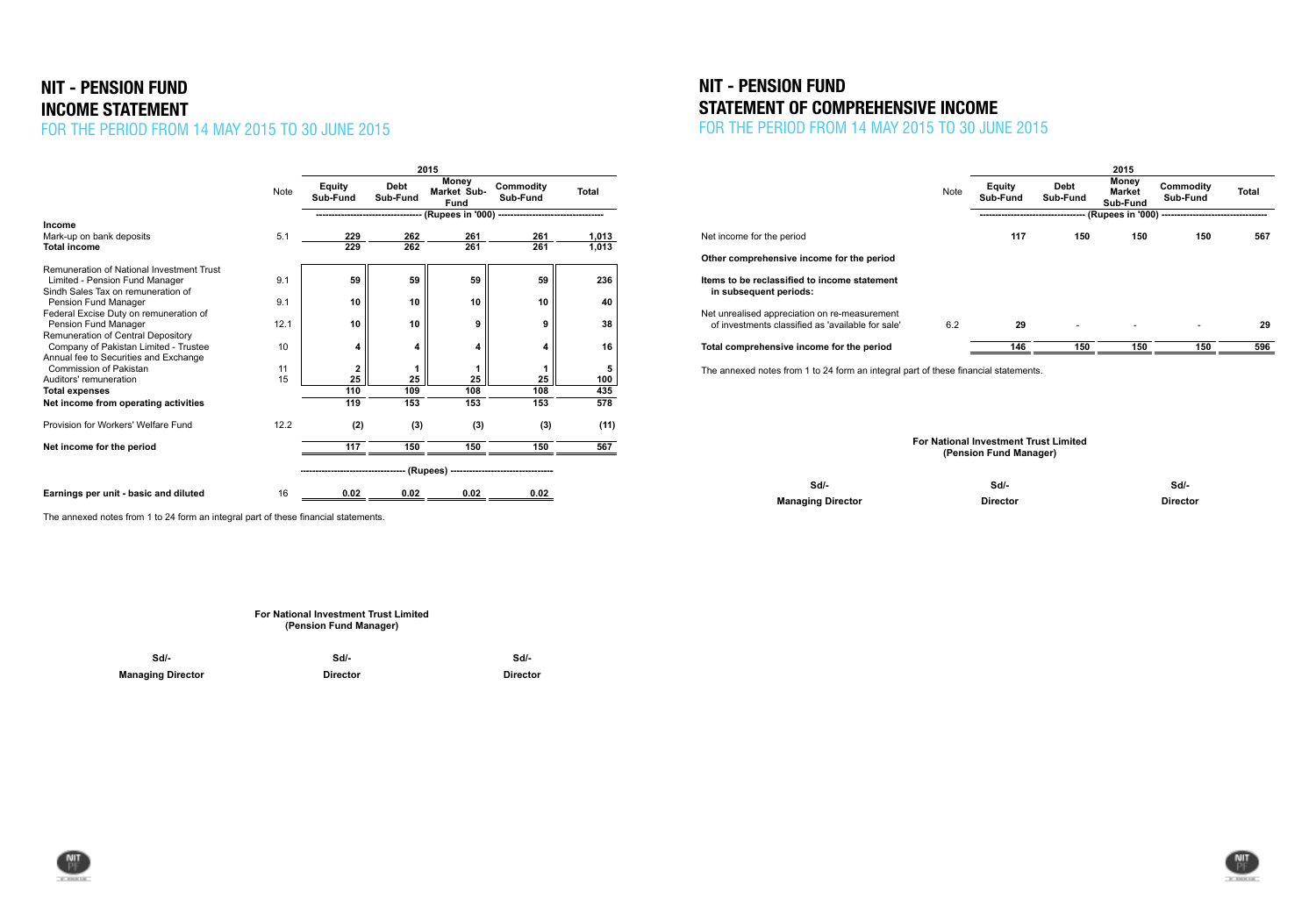# NIT - PENSION FUND
## INCOME STATEMENT
### FOR THE PERIOD FROM 14 MAY 2015 TO 30 JUNE 2015

| | Note | 2015 | | | | |
|---|---|---|---|---|---|---|
| | | Equity Sub-Fund | Debt Sub-Fund | Money Market Sub-Fund | Commodity Sub-Fund | Total |
| | | (Rupees in '000) | | | | |
| **Income** | | | | | | |
| Mark-up on bank deposits | 5.1 | 229 | 262 | 261 | 261 | 1,013 |
| **Total income** | | 229 | 262 | 261 | 261 | 1,013 |
| Remuneration of National Investment Trust Limited - Pension Fund Manager | 9.1 | 59 | 59 | 59 | 59 | 236 |
| Sindh Sales Tax on remuneration of Pension Fund Manager | 9.1 | 10 | 10 | 10 | 10 | 40 |
| Federal Excise Duty on remuneration of Pension Fund Manager | 12.1 | 10 | 10 | 9 | 9 | 38 |
| Remuneration of Central Depository Company of Pakistan Limited - Trustee | 10 | 4 | 4 | 4 | 4 | 16 |
| Annual fee to Securities and Exchange Commission of Pakistan | 11 | 2 | 1 | 1 | 1 | 5 |
| Auditors' remuneration | 15 | 25 | 25 | 25 | 25 | 100 |
| **Total expenses** | | 110 | 109 | 108 | 108 | 435 |
| **Net income from operating activities** | | 119 | 153 | 153 | 153 | 578 |
| Provision for Workers' Welfare Fund | 12.2 | (2) | (3) | (3) | (3) | (11) |
| **Net income for the period** | | 117 | 150 | 150 | 150 | 567 |
| | | (Rupees) | | | | |
| **Earnings per unit - basic and diluted** | 16 | 0.02 | 0.02 | 0.02 | 0.02 | |

The annexed notes from 1 to 24 form an integral part of these financial statements.

**For National Investment Trust Limited**
**(Pension Fund Manager)**

| Sd/- | Sd/- | Sd/- |
|---|---|---|
| **Managing Director** | **Director** | **Director** |

# NIT - PENSION FUND
## STATEMENT OF COMPREHENSIVE INCOME
### FOR THE PERIOD FROM 14 MAY 2015 TO 30 JUNE 2015

| | Note | 2015 | | | | |
|---|---|---|---|---|---|---|
| | | Equity Sub-Fund | Debt Sub-Fund | Money Market Sub-Fund | Commodity Sub-Fund | Total |
| | | (Rupees in '000) | | | | |
| Net income for the period | | 117 | 150 | 150 | 150 | 567 |
| **Other comprehensive income for the period** | | | | | | |
| **Items to be reclassified to income statement in subsequent periods:** | | | | | | |
| Net unrealised appreciation on re-measurement of investments classified as 'available for sale' | 6.2 | 29 | - | - | - | 29 |
| **Total comprehensive income for the period** | | 146 | 150 | 150 | 150 | 596 |

The annexed notes from 1 to 24 form an integral part of these financial statements.

**For National Investment Trust Limited**
**(Pension Fund Manager)**

| Sd/- | Sd/- | Sd/- |
|---|---|---|
| **Managing Director** | **Director** | **Director** |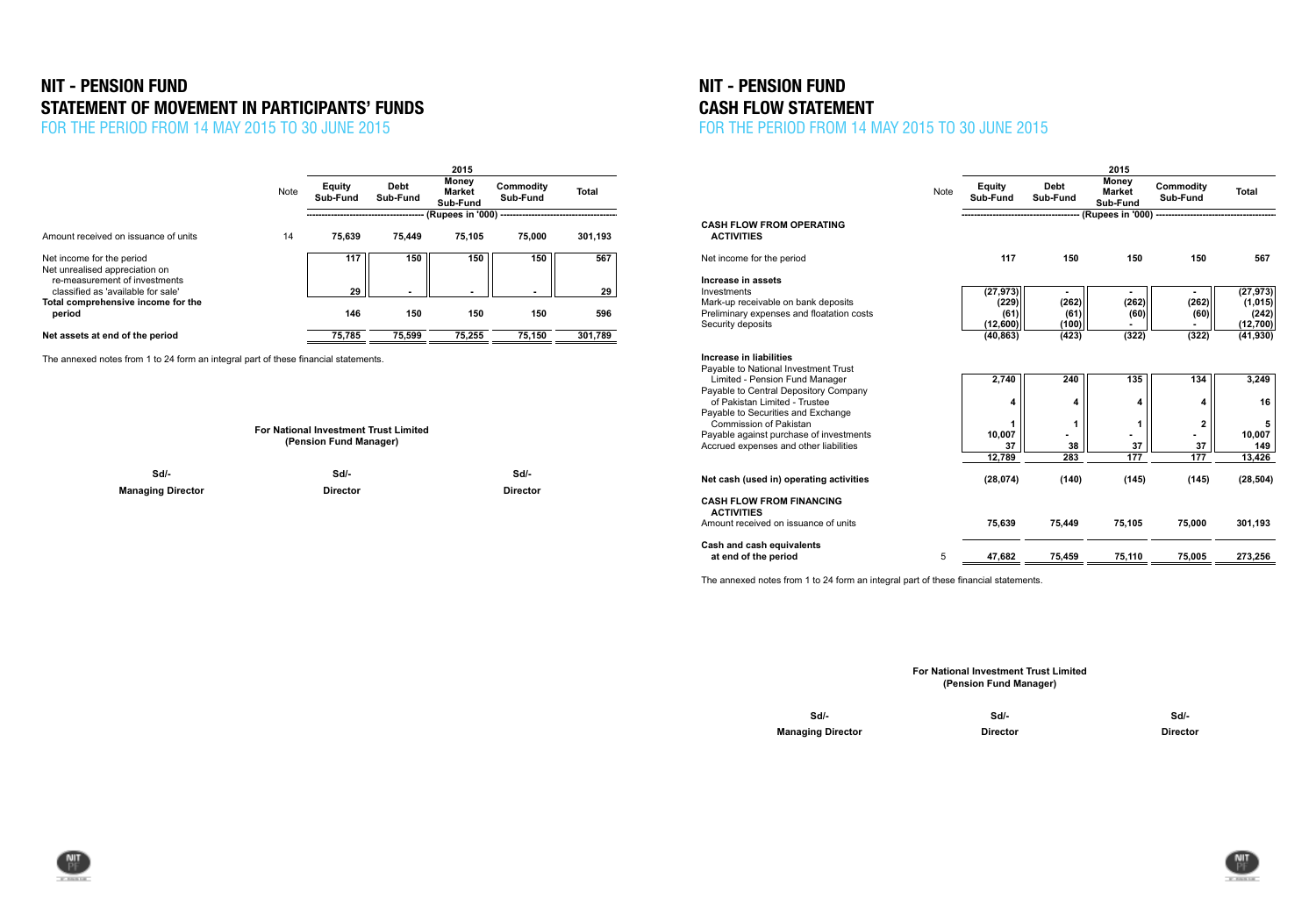# NIT - PENSION FUND
## STATEMENT OF MOVEMENT IN PARTICIPANTS' FUNDS
### FOR THE PERIOD FROM 14 MAY 2015 TO 30 JUNE 2015

| | Note | 2015 | | | | |
|---|---|---|---|---|---|---|
| | | Equity Sub-Fund | Debt Sub-Fund | Money Market Sub-Fund | Commodity Sub-Fund | Total |
| | | (Rupees in '000) | | | | |
| Amount received on issuance of units | 14 | 75,639 | 75,449 | 75,105 | 75,000 | 301,193 |
| Net income for the period | | 117 | 150 | 150 | 150 | 567 |
| Net unrealised appreciation on re-measurement of investments classified as 'available for sale' | | 29 | - | - | - | 29 |
| Total comprehensive income for the period | | 146 | 150 | 150 | 150 | 596 |
| Net assets at end of the period | | 75,785 | 75,599 | 75,255 | 75,150 | 301,789 |

The annexed notes from 1 to 24 form an integral part of these financial statements.

**For National Investment Trust Limited**
**(Pension Fund Manager)**

| Sd/- | Sd/- | Sd/- |
|---|---|---|
| **Managing Director** | **Director** | **Director** |

# NIT - PENSION FUND
## CASH FLOW STATEMENT
### FOR THE PERIOD FROM 14 MAY 2015 TO 30 JUNE 2015

| | Note | 2015 | | | | |
|---|---|---|---|---|---|---|
| | | Equity Sub-Fund | Debt Sub-Fund | Money Market Sub-Fund | Commodity Sub-Fund | Total |
| | | (Rupees in '000) | | | | |
| **CASH FLOW FROM OPERATING ACTIVITIES** | | | | | | |
| Net income for the period | | 117 | 150 | 150 | 150 | 567 |
| **Increase in assets** | | | | | | |
| Investments | | (27,973) | - | - | - | (27,973) |
| Mark-up receivable on bank deposits | | (229) | (262) | (262) | (262) | (1,015) |
| Preliminary expenses and floatation costs | | (61) | (61) | (60) | (60) | (242) |
| Security deposits | | (12,600) | (100) | - | - | (12,700) |
| | | (40,863) | (423) | (322) | (322) | (41,930) |
| **Increase in liabilities** | | | | | | |
| Payable to National Investment Trust Limited - Pension Fund Manager | | 2,740 | 240 | 135 | 134 | 3,249 |
| Payable to Central Depository Company of Pakistan Limited - Trustee | | 4 | 4 | 4 | 4 | 16 |
| Payable to Securities and Exchange Commission of Pakistan | | 1 | 1 | 1 | 2 | 5 |
| Payable against purchase of investments | | 10,007 | - | - | - | 10,007 |
| Accrued expenses and other liabilities | | 37 | 38 | 37 | 37 | 149 |
| | | 12,789 | 283 | 177 | 177 | 13,426 |
| **Net cash (used in) operating activities** | | (28,074) | (140) | (145) | (145) | (28,504) |
| **CASH FLOW FROM FINANCING ACTIVITIES** | | | | | | |
| Amount received on issuance of units | | 75,639 | 75,449 | 75,105 | 75,000 | 301,193 |
| **Cash and cash equivalents at end of the period** | 5 | 47,682 | 75,459 | 75,110 | 75,005 | 273,256 |

The annexed notes from 1 to 24 form an integral part of these financial statements.

**For National Investment Trust Limited**
**(Pension Fund Manager)**

| Sd/- | Sd/- | Sd/- |
|---|---|---|
| **Managing Director** | **Director** | **Director** |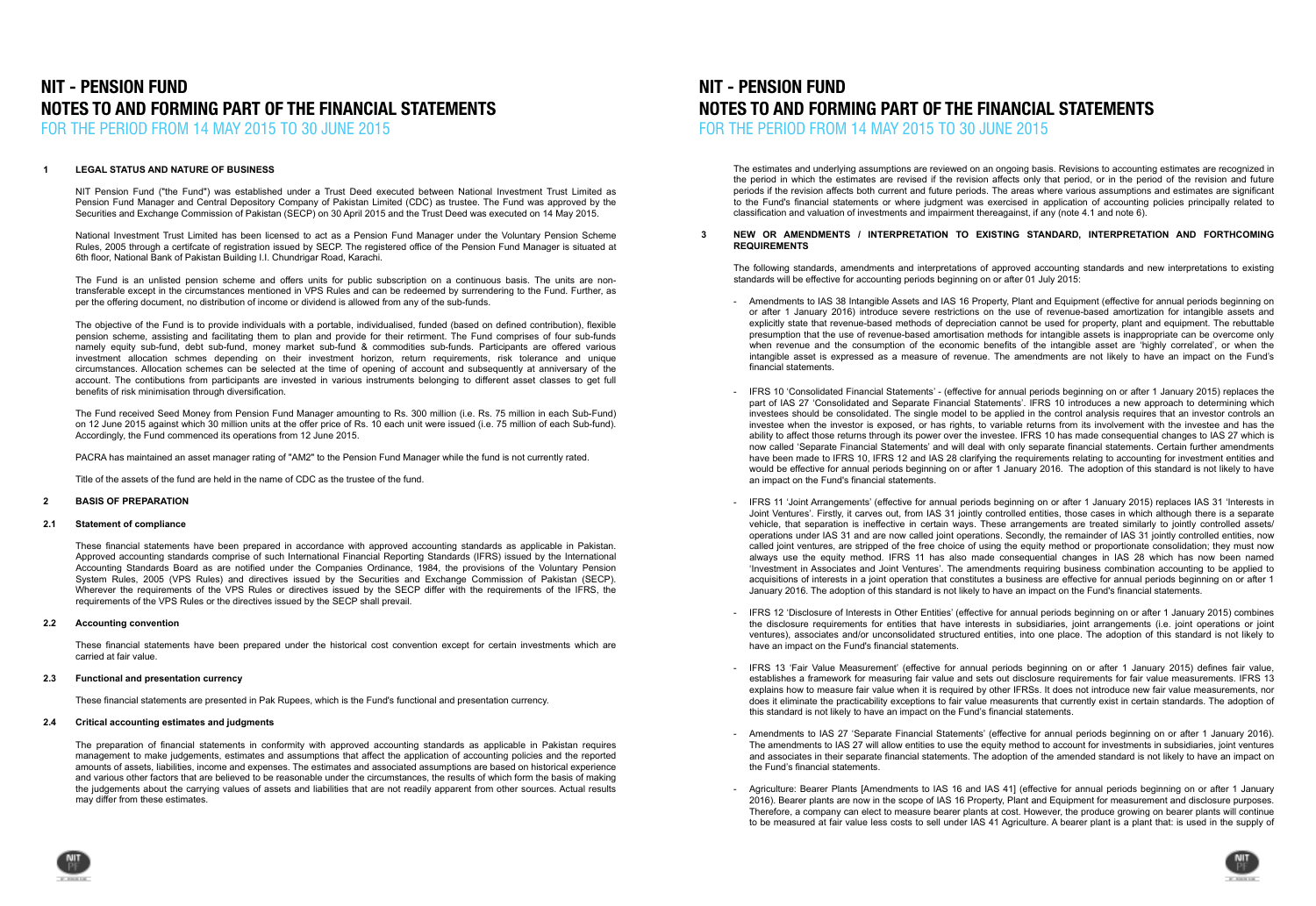# NIT - PENSION FUND
# NOTES TO AND FORMING PART OF THE FINANCIAL STATEMENTS
## FOR THE PERIOD FROM 14 MAY 2015 TO 30 JUNE 2015

**1 LEGAL STATUS AND NATURE OF BUSINESS**

NIT Pension Fund ("the Fund") was established under a Trust Deed executed between National Investment Trust Limited as Pension Fund Manager and Central Depository Company of Pakistan Limited (CDC) as trustee. The Fund was approved by the Securities and Exchange Commission of Pakistan (SECP) on 30 April 2015 and the Trust Deed was executed on 14 May 2015.

National Investment Trust Limited has been licensed to act as a Pension Fund Manager under the Voluntary Pension Scheme Rules, 2005 through a certifcate of registration issued by SECP. The registered office of the Pension Fund Manager is situated at 6th floor, National Bank of Pakistan Building I.I. Chundrigar Road, Karachi.

The Fund is an unlisted pension scheme and offers units for public subscription on a continuous basis. The units are non-transferable except in the circumstances mentioned in VPS Rules and can be redeemed by surrendering to the Fund. Further, as per the offering document, no distribution of income or dividend is allowed from any of the sub-funds.

The objective of the Fund is to provide individuals with a portable, individualised, funded (based on defined contribution), flexible pension scheme, assisting and facilitating them to plan and provide for their retirment. The Fund comprises of four sub-funds namely equity sub-fund, debt sub-fund, money market sub-fund & commodities sub-funds. Participants are offered various investment allocation schmes depending on their investment horizon, return requirements, risk tolerance and unique circumstances. Allocation schemes can be selected at the time of opening of account and subsequently at anniversary of the account. The contibutions from participants are invested in various instruments belonging to different asset classes to get full benefits of risk minimisation through diversification.

The Fund received Seed Money from Pension Fund Manager amounting to Rs. 300 million (i.e. Rs. 75 million in each Sub-Fund) on 12 June 2015 against which 30 million units at the offer price of Rs. 10 each unit were issued (i.e. 75 million of each Sub-fund). Accordingly, the Fund commenced its operations from 12 June 2015.

PACRA has maintained an asset manager rating of "AM2" to the Pension Fund Manager while the fund is not currently rated.

Title of the assets of the fund are held in the name of CDC as the trustee of the fund.

**2 BASIS OF PREPARATION**

**2.1 Statement of compliance**

These financial statements have been prepared in accordance with approved accounting standards as applicable in Pakistan. Approved accounting standards comprise of such International Financial Reporting Standards (IFRS) issued by the International Accounting Standards Board as are notified under the Companies Ordinance, 1984, the provisions of the Voluntary Pension System Rules, 2005 (VPS Rules) and directives issued by the Securities and Exchange Commission of Pakistan (SECP). Wherever the requirements of the VPS Rules or directives issued by the SECP differ with the requirements of the IFRS, the requirements of the VPS Rules or the directives issued by the SECP shall prevail.

**2.2 Accounting convention**

These financial statements have been prepared under the historical cost convention except for certain investments which are carried at fair value.

**2.3 Functional and presentation currency**

These financial statements are presented in Pak Rupees, which is the Fund's functional and presentation currency.

**2.4 Critical accounting estimates and judgments**

The preparation of financial statements in conformity with approved accounting standards as applicable in Pakistan requires management to make judgements, estimates and assumptions that affect the application of accounting policies and the reported amounts of assets, liabilities, income and expenses. The estimates and associated assumptions are based on historical experience and various other factors that are believed to be reasonable under the circumstances, the results of which form the basis of making the judgements about the carrying values of assets and liabilities that are not readily apparent from other sources. Actual results may differ from these estimates.

The estimates and underlying assumptions are reviewed on an ongoing basis. Revisions to accounting estimates are recognized in the period in which the estimates are revised if the revision affects only that period, or in the period of the revision and future periods if the revision affects both current and future periods. The areas where various assumptions and estimates are significant to the Fund's financial statements or where judgment was exercised in application of accounting policies principally related to classification and valuation of investments and impairment thereagainst, if any (note 4.1 and note 6).

**3 NEW OR AMENDMENTS / INTERPRETATION TO EXISTING STANDARD, INTERPRETATION AND FORTHCOMING REQUIREMENTS**

The following standards, amendments and interpretations of approved accounting standards and new interpretations to existing standards will be effective for accounting periods beginning on or after 01 July 2015:

- Amendments to IAS 38 Intangible Assets and IAS 16 Property, Plant and Equipment (effective for annual periods beginning on or after 1 January 2016) introduce severe restrictions on the use of revenue-based amortization for intangible assets and explicitly state that revenue-based methods of depreciation cannot be used for property, plant and equipment. The rebuttable presumption that the use of revenue-based amortisation methods for intangible assets is inappropriate can be overcome only when revenue and the consumption of the economic benefits of the intangible asset are 'highly correlated', or when the intangible asset is expressed as a measure of revenue. The amendments are not likely to have an impact on the Fund's financial statements.

- IFRS 10 'Consolidated Financial Statements' - (effective for annual periods beginning on or after 1 January 2015) replaces the part of IAS 27 'Consolidated and Separate Financial Statements'. IFRS 10 introduces a new approach to determining which investees should be consolidated. The single model to be applied in the control analysis requires that an investor controls an investee when the investor is exposed, or has rights, to variable returns from its involvement with the investee and has the ability to affect those returns through its power over the investee. IFRS 10 has made consequential changes to IAS 27 which is now called 'Separate Financial Statements' and will deal with only separate financial statements. Certain further amendments have been made to IFRS 10, IFRS 12 and IAS 28 clarifying the requirements relating to accounting for investment entities and would be effective for annual periods beginning on or after 1 January 2016. The adoption of this standard is not likely to have an impact on the Fund's financial statements.

- IFRS 11 'Joint Arrangements' (effective for annual periods beginning on or after 1 January 2015) replaces IAS 31 'Interests in Joint Ventures'. Firstly, it carves out, from IAS 31 jointly controlled entities, those cases in which although there is a separate vehicle, that separation is ineffective in certain ways. These arrangements are treated similarly to jointly controlled assets/ operations under IAS 31 and are now called joint operations. Secondly, the remainder of IAS 31 jointly controlled entities, now called joint ventures, are stripped of the free choice of using the equity method or proportionate consolidation; they must now always use the equity method. IFRS 11 has also made consequential changes in IAS 28 which has now been named 'Investment in Associates and Joint Ventures'. The amendments requiring business combination accounting to be applied to acquisitions of interests in a joint operation that constitutes a business are effective for annual periods beginning on or after 1 January 2016. The adoption of this standard is not likely to have an impact on the Fund's financial statements.

- IFRS 12 'Disclosure of Interests in Other Entities' (effective for annual periods beginning on or after 1 January 2015) combines the disclosure requirements for entities that have interests in subsidiaries, joint arrangements (i.e. joint operations or joint ventures), associates and/or unconsolidated structured entities, into one place. The adoption of this standard is not likely to have an impact on the Fund's financial statements.

- IFRS 13 'Fair Value Measurement' (effective for annual periods beginning on or after 1 January 2015) defines fair value, establishes a framework for measuring fair value and sets out disclosure requirements for fair value measurements. IFRS 13 explains how to measure fair value when it is required by other IFRSs. It does not introduce new fair value measurements, nor does it eliminate the practicability exceptions to fair value measurents that currently exist in certain standards. The adoption of this standard is not likely to have an impact on the Fund's financial statements.

- Amendments to IAS 27 'Separate Financial Statements' (effective for annual periods beginning on or after 1 January 2016). The amendments to IAS 27 will allow entities to use the equity method to account for investments in subsidiaries, joint ventures and associates in their separate financial statements. The adoption of the amended standard is not likely to have an impact on the Fund's financial statements.

- Agriculture: Bearer Plants [Amendments to IAS 16 and IAS 41] (effective for annual periods beginning on or after 1 January 2016). Bearer plants are now in the scope of IAS 16 Property, Plant and Equipment for measurement and disclosure purposes. Therefore, a company can elect to measure bearer plants at cost. However, the produce growing on bearer plants will continue to be measured at fair value less costs to sell under IAS 41 Agriculture. A bearer plant is a plant that: is used in the supply of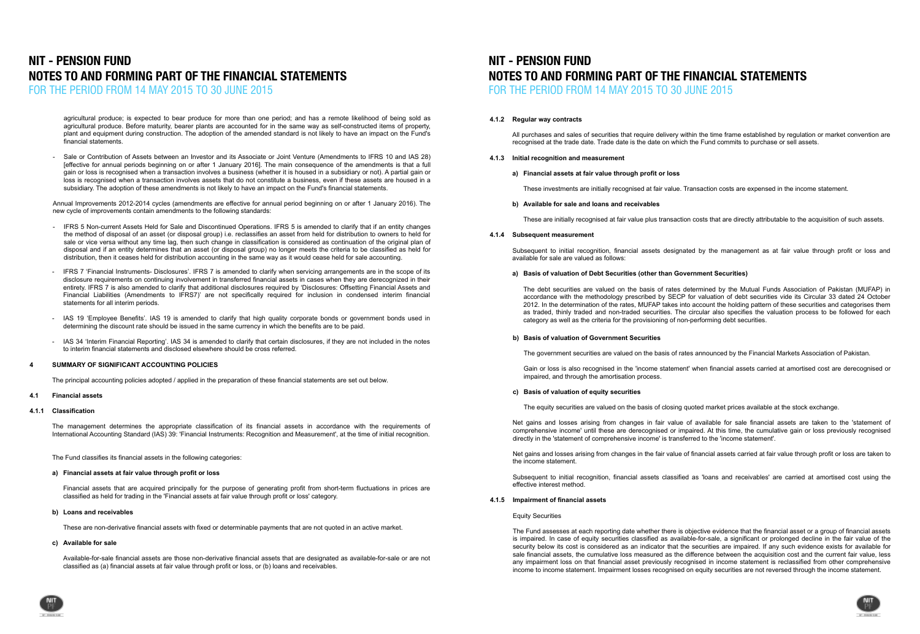agricultural produce; is expected to bear produce for more than one period; and has a remote likelihood of being sold as agricultural produce. Before maturity, bearer plants are accounted for in the same way as self-constructed items of property, plant and equipment during construction. The adoption of the amended standard is not likely to have an impact on the Fund's financial statements.

- Sale or Contribution of Assets between an Investor and its Associate or Joint Venture (Amendments to IFRS 10 and IAS 28) [effective for annual periods beginning on or after 1 January 2016]. The main consequence of the amendments is that a full gain or loss is recognised when a transaction involves a business (whether it is housed in a subsidiary or not). A partial gain or loss is recognised when a transaction involves assets that do not constitute a business, even if these assets are housed in a subsidiary. The adoption of these amendments is not likely to have an impact on the Fund's financial statements.

Annual Improvements 2012-2014 cycles (amendments are effective for annual period beginning on or after 1 January 2016). The new cycle of improvements contain amendments to the following standards:

- IFRS 5 Non-current Assets Held for Sale and Discontinued Operations. IFRS 5 is amended to clarify that if an entity changes the method of disposal of an asset (or disposal group) i.e. reclassifies an asset from held for distribution to owners to held for sale or vice versa without any time lag, then such change in classification is considered as continuation of the original plan of disposal and if an entity determines that an asset (or disposal group) no longer meets the criteria to be classified as held for distribution, then it ceases held for distribution accounting in the same way as it would cease held for sale accounting.

- IFRS 7 'Financial Instruments- Disclosures'. IFRS 7 is amended to clarify when servicing arrangements are in the scope of its disclosure requirements on continuing involvement in transferred financial assets in cases when they are derecognized in their entirety. IFRS 7 is also amended to clarify that additional disclosures required by 'Disclosures: Offsetting Financial Assets and Financial Liabilities (Amendments to IFRS7)' are not specifically required for inclusion in condensed interim financial statements for all interim periods.

- IAS 19 'Employee Benefits'. IAS 19 is amended to clarify that high quality corporate bonds or government bonds used in determining the discount rate should be issued in the same currency in which the benefits are to be paid.

- IAS 34 'Interim Financial Reporting'. IAS 34 is amended to clarify that certain disclosures, if they are not included in the notes to interim financial statements and disclosed elsewhere should be cross referred.

## 4 SUMMARY OF SIGNIFICANT ACCOUNTING POLICIES

The principal accounting policies adopted / applied in the preparation of these financial statements are set out below.

### 4.1 Financial assets

#### 4.1.1 Classification

The management determines the appropriate classification of its financial assets in accordance with the requirements of International Accounting Standard (IAS) 39: 'Financial Instruments: Recognition and Measurement', at the time of initial recognition.

The Fund classifies its financial assets in the following categories:

**a) Financial assets at fair value through profit or loss**

Financial assets that are acquired principally for the purpose of generating profit from short-term fluctuations in prices are classified as held for trading in the 'Financial assets at fair value through profit or loss' category.

**b) Loans and receivables**

These are non-derivative financial assets with fixed or determinable payments that are not quoted in an active market.

**c) Available for sale**

Available-for-sale financial assets are those non-derivative financial assets that are designated as available-for-sale or are not classified as (a) financial assets at fair value through profit or loss, or (b) loans and receivables.

#### 4.1.2 Regular way contracts

All purchases and sales of securities that require delivery within the time frame established by regulation or market convention are recognised at the trade date. Trade date is the date on which the Fund commits to purchase or sell assets.

#### 4.1.3 Initial recognition and measurement

**a) Financial assets at fair value through profit or loss**

These investments are initially recognised at fair value. Transaction costs are expensed in the income statement.

**b) Available for sale and loans and receivables**

These are initially recognised at fair value plus transaction costs that are directly attributable to the acquisition of such assets.

#### 4.1.4 Subsequent measurement

Subsequent to initial recognition, financial assets designated by the management as at fair value through profit or loss and available for sale are valued as follows:

**a) Basis of valuation of Debt Securities (other than Government Securities)**

The debt securities are valued on the basis of rates determined by the Mutual Funds Association of Pakistan (MUFAP) in accordance with the methodology prescribed by SECP for valuation of debt securities vide its Circular 33 dated 24 October 2012. In the determination of the rates, MUFAP takes into account the holding pattern of these securities and categorises them as traded, thinly traded and non-traded securities. The circular also specifies the valuation process to be followed for each category as well as the criteria for the provisioning of non-performing debt securities.

**b) Basis of valuation of Government Securities**

The government securities are valued on the basis of rates announced by the Financial Markets Association of Pakistan.

Gain or loss is also recognised in the 'income statement' when financial assets carried at amortised cost are derecognised or impaired, and through the amortisation process.

**c) Basis of valuation of equity securities**

The equity securities are valued on the basis of closing quoted market prices available at the stock exchange.

Net gains and losses arising from changes in fair value of available for sale financial assets are taken to the 'statement of comprehensive income' until these are derecognised or impaired. At this time, the cumulative gain or loss previously recognised directly in the 'statement of comprehensive income' is transferred to the 'income statement'.

Net gains and losses arising from changes in the fair value of financial assets carried at fair value through profit or loss are taken to the income statement.

Subsequent to initial recognition, financial assets classified as 'loans and receivables' are carried at amortised cost using the effective interest method.

#### 4.1.5 Impairment of financial assets

Equity Securities

The Fund assesses at each reporting date whether there is objective evidence that the financial asset or a group of financial assets is impaired. In case of equity securities classified as available-for-sale, a significant or prolonged decline in the fair value of the security below its cost is considered as an indicator that the securities are impaired. If any such evidence exists for available for sale financial assets, the cumulative loss measured as the difference between the acquisition cost and the current fair value, less any impairment loss on that financial asset previously recognised in income statement is reclassified from other comprehensive income to income statement. Impairment losses recognised on equity securities are not reversed through the income statement.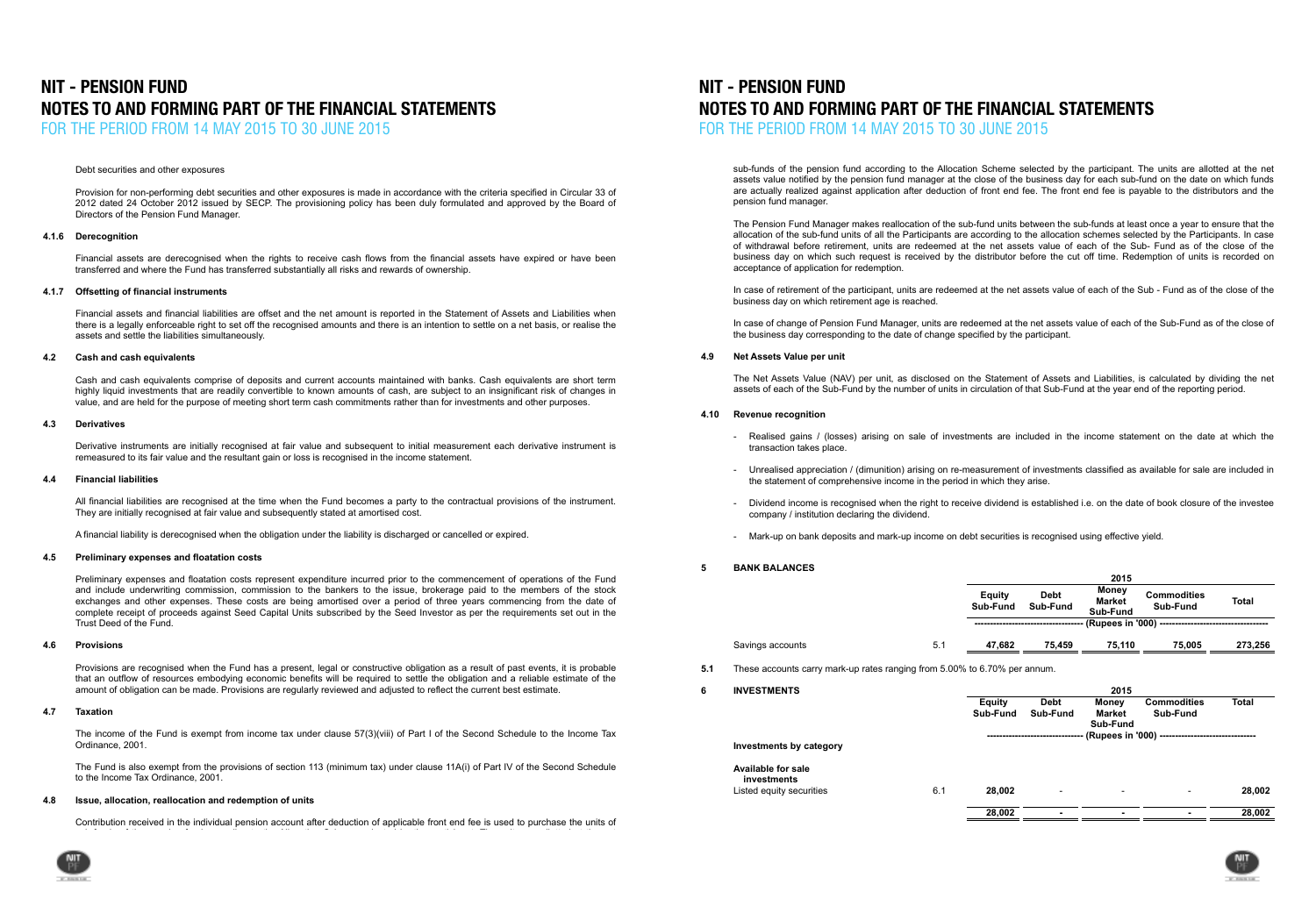Debt securities and other exposures

Provision for non-performing debt securities and other exposures is made in accordance with the criteria specified in Circular 33 of 2012 dated 24 October 2012 issued by SECP. The provisioning policy has been duly formulated and approved by the Board of Directors of the Pension Fund Manager.

### 4.1.6 Derecognition

Financial assets are derecognised when the rights to receive cash flows from the financial assets have expired or have been transferred and where the Fund has transferred substantially all risks and rewards of ownership.

### 4.1.7 Offsetting of financial instruments

Financial assets and financial liabilities are offset and the net amount is reported in the Statement of Assets and Liabilities when there is a legally enforceable right to set off the recognised amounts and there is an intention to settle on a net basis, or realise the assets and settle the liabilities simultaneously.

### 4.2 Cash and cash equivalents

Cash and cash equivalents comprise of deposits and current accounts maintained with banks. Cash equivalents are short term highly liquid investments that are readily convertible to known amounts of cash, are subject to an insignificant risk of changes in value, and are held for the purpose of meeting short term cash commitments rather than for investments and other purposes.

### 4.3 Derivatives

Derivative instruments are initially recognised at fair value and subsequent to initial measurement each derivative instrument is remeasured to its fair value and the resultant gain or loss is recognised in the income statement.

### 4.4 Financial liabilities

All financial liabilities are recognised at the time when the Fund becomes a party to the contractual provisions of the instrument. They are initially recognised at fair value and subsequently stated at amortised cost.

A financial liability is derecognised when the obligation under the liability is discharged or cancelled or expired.

### 4.5 Preliminary expenses and floatation costs

Preliminary expenses and floatation costs represent expenditure incurred prior to the commencement of operations of the Fund and include underwriting commission, commission to the bankers to the issue, brokerage paid to the members of the stock exchanges and other expenses. These costs are being amortised over a period of three years commencing from the date of complete receipt of proceeds against Seed Capital Units subscribed by the Seed Investor as per the requirements set out in the Trust Deed of the Fund.

### 4.6 Provisions

Provisions are recognised when the Fund has a present, legal or constructive obligation as a result of past events, it is probable that an outflow of resources embodying economic benefits will be required to settle the obligation and a reliable estimate of the amount of obligation can be made. Provisions are regularly reviewed and adjusted to reflect the current best estimate.

### 4.7 Taxation

The income of the Fund is exempt from income tax under clause 57(3)(viii) of Part I of the Second Schedule to the Income Tax Ordinance, 2001.

The Fund is also exempt from the provisions of section 113 (minimum tax) under clause 11A(i) of Part IV of the Second Schedule to the Income Tax Ordinance, 2001.

### 4.8 Issue, allocation, reallocation and redemption of units

Contribution received in the individual pension account after deduction of applicable front end fee is used to purchase the units of sub-funds of the pension fund according to the Allocation Scheme selected by the participant. The units are allotted at the net assets value notified by the pension fund manager at the close of the business day for each sub-fund on the date on which funds are actually realized against application after deduction of front end fee. The front end fee is payable to the distributors and the pension fund manager.

The Pension Fund Manager makes reallocation of the sub-fund units between the sub-funds at least once a year to ensure that the allocation of the sub-fund units of all the Participants are according to the allocation schemes selected by the Participants. In case of withdrawal before retirement, units are redeemed at the net assets value of each of the Sub- Fund as of the close of the business day on which such request is received by the distributor before the cut off time. Redemption of units is recorded on acceptance of application for redemption.

In case of retirement of the participant, units are redeemed at the net assets value of each of the Sub - Fund as of the close of the business day on which retirement age is reached.

In case of change of Pension Fund Manager, units are redeemed at the net assets value of each of the Sub-Fund as of the close of the business day corresponding to the date of change specified by the participant.

### 4.9 Net Assets Value per unit

The Net Assets Value (NAV) per unit, as disclosed on the Statement of Assets and Liabilities, is calculated by dividing the net assets of each of the Sub-Fund by the number of units in circulation of that Sub-Fund at the year end of the reporting period.

### 4.10 Revenue recognition

- Realised gains / (losses) arising on sale of investments are included in the income statement on the date at which the transaction takes place.
- Unrealised appreciation / (diminution) arising on re-measurement of investments classified as available for sale are included in the statement of comprehensive income in the period in which they arise.
- Dividend income is recognised when the right to receive dividend is established i.e. on the date of book closure of the investee company / institution declaring the dividend.
- Mark-up on bank deposits and mark-up income on debt securities is recognised using effective yield.

## 5 BANK BALANCES

| | | 2015 | | | | |
|---|---|---|---|---|---|---|
| | | Equity Sub-Fund | Debt Sub-Fund | Money Market Sub-Fund | Commodities Sub-Fund | Total |
| | | (Rupees in '000) | | | | |
| Savings accounts | 5.1 | 47,682 | 75,459 | 75,110 | 75,005 | 273,256 |

5.1 These accounts carry mark-up rates ranging from 5.00% to 6.70% per annum.

## 6 INVESTMENTS

| | | 2015 | | | | |
|---|---|---|---|---|---|---|
| | | Equity Sub-Fund | Debt Sub-Fund | Money Market Sub-Fund | Commodities Sub-Fund | Total |
| | | (Rupees in '000) | | | | |
| **Investments by category** | | | | | | |
| **Available for sale investments** | | | | | | |
| Listed equity securities | 6.1 | 28,002 | - | - | - | 28,002 |
| | | 28,002 | - | - | - | 28,002 |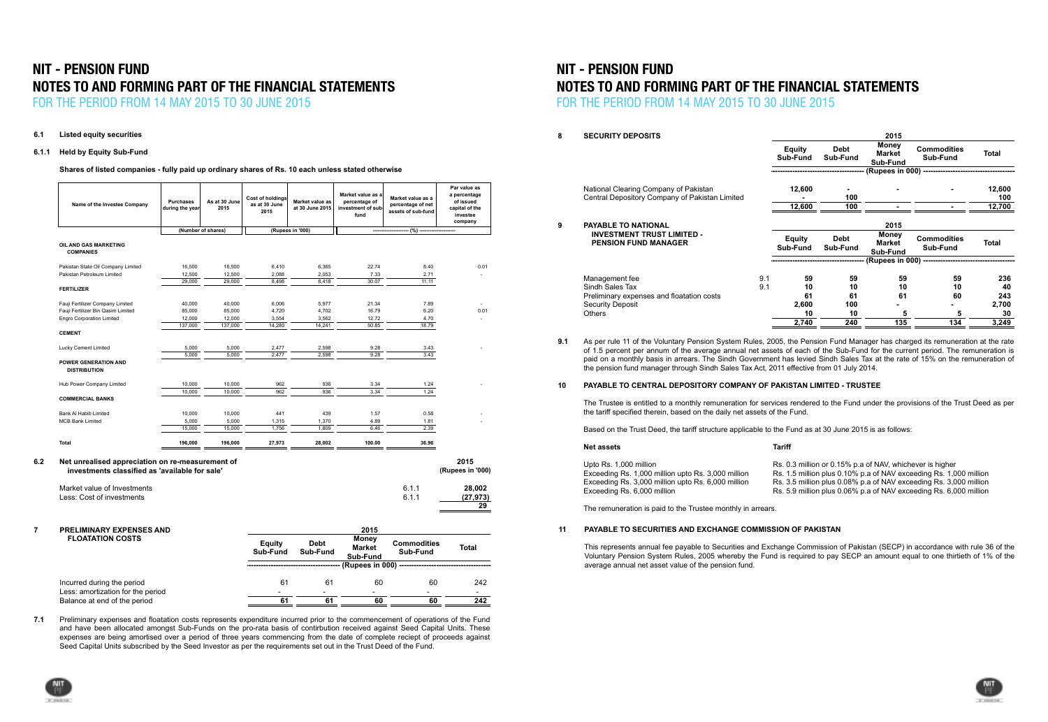# NIT - PENSION FUND
# NOTES TO AND FORMING PART OF THE FINANCIAL STATEMENTS
## FOR THE PERIOD FROM 14 MAY 2015 TO 30 JUNE 2015

**6.1 Listed equity securities**

**6.1.1 Held by Equity Sub-Fund**

**Shares of listed companies - fully paid up ordinary shares of Rs. 10 each unless stated otherwise**

| Name of the Investee Company | Purchases during the year | As at 30 June 2015 | Cost of holdings as at 30 June 2015 | Market value as at 30 June 2015 | Market value as a percentage of investment of sub-fund | Market value as a percentage of net assets of sub-fund | Par value as a percentage of issued capital of the investee company |
|---|---|---|---|---|---|---|---|
| | (Number of shares) | | (Rupees in '000) | | (%) | | |
| **OIL AND GAS MARKETING COMPANIES** | | | | | | | |
| Pakistan State Oil Company Limited | 16,500 | 16,500 | 6,410 | 6,365 | 22.74 | 8.40 | 0.01 |
| Pakistan Petroleum Limited | 12,500 | 12,500 | 2,088 | 2,053 | 7.33 | 2.71 | - |
| | 29,000 | 29,000 | 8,498 | 8,418 | 30.07 | 11.11 | |
| **FERTILIZER** | | | | | | | |
| Fauji Fertilizer Company Limited | 40,000 | 40,000 | 6,006 | 5,977 | 21.34 | 7.89 | - |
| Fauji Fertilizer Bin Qasim Limited | 85,000 | 85,000 | 4,720 | 4,702 | 16.79 | 6.20 | 0.01 |
| Engro Corporation Limited | 12,000 | 12,000 | 3,554 | 3,562 | 12.72 | 4.70 | - |
| | 137,000 | 137,000 | 14,280 | 14,241 | 50.85 | 18.79 | |
| **CEMENT** | | | | | | | |
| Lucky Cement Limited | 5,000 | 5,000 | 2,477 | 2,598 | 9.28 | 3.43 | - |
| | 5,000 | 5,000 | 2,477 | 2,598 | 9.28 | 3.43 | |
| **POWER GENERATION AND DISTRIBUTION** | | | | | | | |
| Hub Power Company Limited | 10,000 | 10,000 | 962 | 936 | 3.34 | 1.24 | - |
| | 10,000 | 10,000 | 962 | 936 | 3.34 | 1.24 | |
| **COMMERCIAL BANKS** | | | | | | | |
| Bank Al Habib Limited | 10,000 | 10,000 | 441 | 439 | 1.57 | 0.58 | - |
| MCB Bank Limited | 5,000 | 5,000 | 1,315 | 1,370 | 4.89 | 1.81 | - |
| | 15,000 | 15,000 | 1,756 | 1,809 | 6.46 | 2.39 | |
| **Total** | **196,000** | **196,000** | **27,973** | **28,002** | **100.00** | **36.96** | |

**6.2 Net unrealised appreciation on re-measurement of investments classified as 'available for sale'**

| | | 2015 (Rupees in '000) |
|---|---|---|
| Market value of Investments | 6.1.1 | 28,002 |
| Less: Cost of investments | 6.1.1 | (27,973) |
| | | 29 |

**7 PRELIMINARY EXPENSES AND FLOATATION COSTS**

| | Equity Sub-Fund | Debt Sub-Fund | Money Market Sub-Fund | Commodities Sub-Fund | Total |
|---|---|---|---|---|---|
| | 2015 | | | | |
| | (Rupees in 000) | | | | |
| Incurred during the period | 61 | 61 | 60 | 60 | 242 |
| Less: amortization for the period | - | - | - | - | - |
| Balance at end of the period | 61 | 61 | 60 | 60 | 242 |

**7.1** Preliminary expenses and floatation costs represents expenditure incurred prior to the commencement of operations of the Fund and have been allocated amongst Sub-Funds on the pro-rata basis of contirbution received against Seed Capital Units. These expenses are being amortised over a period of three years commencing from the date of complete reciept of proceeds against Seed Capital Units subscribed by the Seed Investor as per the requirements set out in the Trust Deed of the Fund.

**8 SECURITY DEPOSITS**

| | Equity Sub-Fund | Debt Sub-Fund | Money Market Sub-Fund | Commodities Sub-Fund | Total |
|---|---|---|---|---|---|
| | 2015 | | | | |
| | (Rupees in 000) | | | | |
| National Clearing Company of Pakistan | 12,600 | - | - | - | 12,600 |
| Central Depository Company of Pakistan Limited | - | 100 | | | 100 |
| | 12,600 | 100 | - | - | 12,700 |

**9 PAYABLE TO NATIONAL INVESTMENT TRUST LIMITED - PENSION FUND MANAGER**

| | Note | Equity Sub-Fund | Debt Sub-Fund | Money Market Sub-Fund | Commodities Sub-Fund | Total |
|---|---|---|---|---|---|---|
| | | 2015 | | | | |
| | | (Rupees in 000) | | | | |
| Management fee | 9.1 | 59 | 59 | 59 | 59 | 236 |
| Sindh Sales Tax | 9.1 | 10 | 10 | 10 | 10 | 40 |
| Preliminary expenses and floatation costs | | 61 | 61 | 61 | 60 | 243 |
| Security Deposit | | 2,600 | 100 | - | - | 2,700 |
| Others | | 10 | 10 | 5 | 5 | 30 |
| | | 2,740 | 240 | 135 | 134 | 3,249 |

**9.1** As per rule 11 of the Voluntary Pension System Rules, 2005, the Pension Fund Manager has charged its remuneration at the rate of 1.5 percent per annum of the average annual net assets of each of the Sub-Fund for the current period. The remuneration is paid on a monthly basis in arrears. The Sindh Government has levied Sindh Sales Tax at the rate of 15% on the remuneration of the pension fund manager through Sindh Sales Tax Act, 2011 effective from 01 July 2014.

**10 PAYABLE TO CENTRAL DEPOSITORY COMPANY OF PAKISTAN LIMITED - TRUSTEE**

The Trustee is entitled to a monthly remuneration for services rendered to the Fund under the provisions of the Trust Deed as per the tariff specified therein, based on the daily net assets of the Fund.

Based on the Trust Deed, the tariff structure applicable to the Fund as at 30 June 2015 is as follows:

| Net assets | Tariff |
|---|---|
| Upto Rs. 1,000 million | Rs. 0.3 million or 0.15% p.a of NAV, whichever is higher |
| Exceeding Rs. 1,000 million upto Rs. 3,000 million | Rs. 1.5 million plus 0.10% p.a of NAV exceeding Rs. 1,000 million |
| Exceeding Rs. 3,000 million upto Rs. 6,000 million | Rs. 3.5 million plus 0.08% p.a of NAV exceeding Rs. 3,000 million |
| Exceeding Rs. 6,000 million | Rs. 5.9 million plus 0.06% p.a of NAV exceeding Rs. 6,000 million |

The remuneration is paid to the Trustee monthly in arrears.

**11 PAYABLE TO SECURITIES AND EXCHANGE COMMISSION OF PAKISTAN**

This represents annual fee payable to Securities and Exchange Commission of Pakistan (SECP) in accordance with rule 36 of the Voluntary Pension System Rules, 2005 whereby the Fund is required to pay SECP an amount equal to one thirtieth of 1% of the average annual net asset value of the pension fund.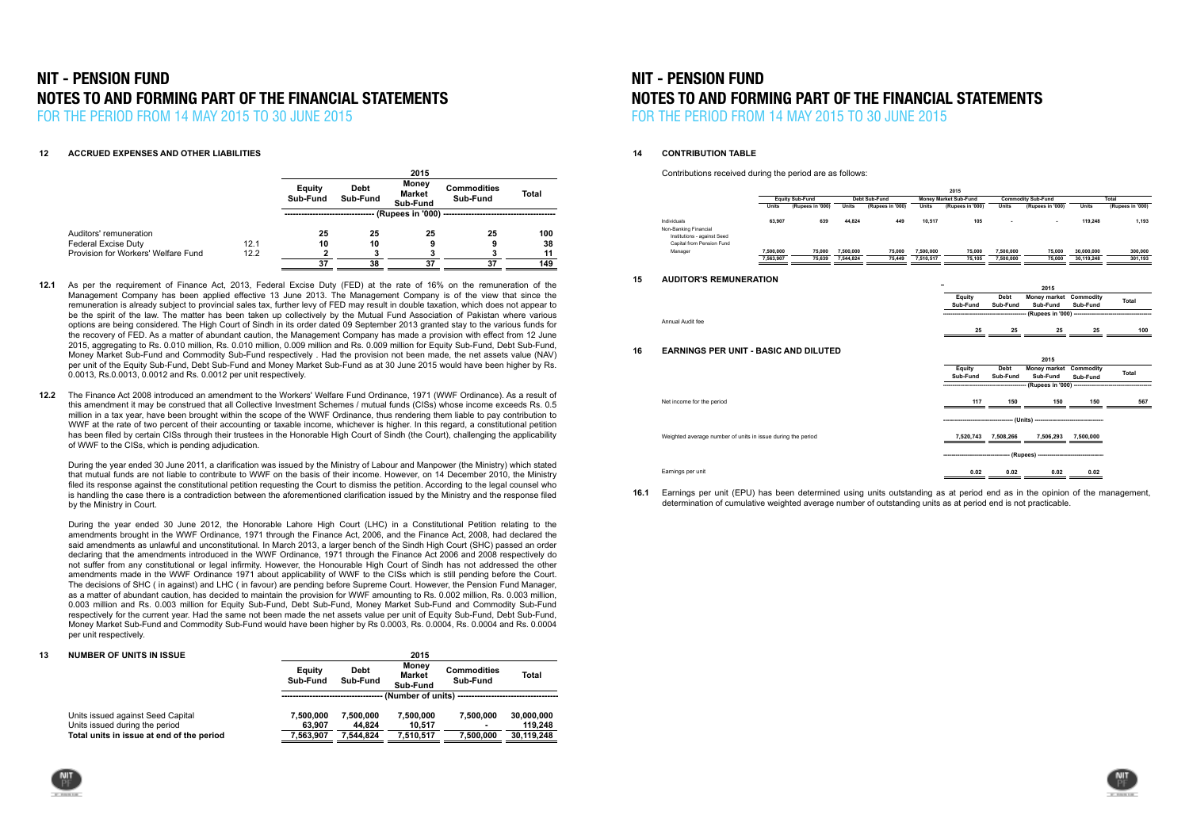# NIT - PENSION FUND
# NOTES TO AND FORMING PART OF THE FINANCIAL STATEMENTS
FOR THE PERIOD FROM 14 MAY 2015 TO 30 JUNE 2015

## 12 ACCRUED EXPENSES AND OTHER LIABILITIES

| | | 2015 | | | | |
|---|---|---|---|---|---|---|
| | | Equity Sub-Fund | Debt Sub-Fund | Money Market Sub-Fund | Commodities Sub-Fund | Total |
| | | (Rupees in '000) | | | | |
| Auditors' remuneration | | 25 | 25 | 25 | 25 | 100 |
| Federal Excise Duty | 12.1 | 10 | 10 | 9 | 9 | 38 |
| Provision for Workers' Welfare Fund | 12.2 | 2 | 3 | 3 | 3 | 11 |
| | | 37 | 38 | 37 | 37 | 149 |

**12.1** As per the requirement of Finance Act, 2013, Federal Excise Duty (FED) at the rate of 16% on the remuneration of the Management Company has been applied effective 13 June 2013. The Management Company is of the view that since the remuneration is already subject to provincial sales tax, further levy of FED may result in double taxation, which does not appear to be the spirit of the law. The matter has been taken up collectively by the Mutual Fund Association of Pakistan where various options are being considered. The High Court of Sindh in its order dated 09 September 2013 granted stay to the various funds for the recovery of FED. As a matter of abundant caution, the Management Company has made a provision with effect from 12 June 2015, aggregating to Rs. 0.010 million, Rs. 0.010 million, 0.009 million and Rs. 0.009 million for Equity Sub-Fund, Debt Sub-Fund, Money Market Sub-Fund and Commodity Sub-Fund respectively . Had the provision not been made, the net assets value (NAV) per unit of the Equity Sub-Fund, Debt Sub-Fund and Money Market Sub-Fund as at 30 June 2015 would have been higher by Rs. 0.0013, Rs.0.0013, 0.0012 and Rs. 0.0012 per unit respectively.

**12.2** The Finance Act 2008 introduced an amendment to the Workers' Welfare Fund Ordinance, 1971 (WWF Ordinance). As a result of this amendment it may be construed that all Collective Investment Schemes / mutual funds (CISs) whose income exceeds Rs. 0.5 million in a tax year, have been brought within the scope of the WWF Ordinance, thus rendering them liable to pay contribution to WWF at the rate of two percent of their accounting or taxable income, whichever is higher. In this regard, a constitutional petition has been filed by certain CISs through their trustees in the Honorable High Court of Sindh (the Court), challenging the applicability of WWF to the CISs, which is pending adjudication.

During the year ended 30 June 2011, a clarification was issued by the Ministry of Labour and Manpower (the Ministry) which stated that mutual funds are not liable to contribute to WWF on the basis of their income. However, on 14 December 2010, the Ministry filed its response against the constitutional petition requesting the Court to dismiss the petition. According to the legal counsel who is handling the case there is a contradiction between the aforementioned clarification issued by the Ministry and the response filed by the Ministry in Court.

During the year ended 30 June 2012, the Honorable Lahore High Court (LHC) in a Constitutional Petition relating to the amendments brought in the WWF Ordinance, 1971 through the Finance Act, 2006, and the Finance Act, 2008, had declared the said amendments as unlawful and unconstitutional. In March 2013, a larger bench of the Sindh High Court (SHC) passed an order declaring that the amendments introduced in the WWF Ordinance, 1971 through the Finance Act 2006 and 2008 respectively do not suffer from any constitutional or legal infirmity. However, the Honourable High Court of Sindh has not addressed the other amendments made in the WWF Ordinance 1971 about applicability of WWF to the CISs which is still pending before the Court. The decisions of SHC ( in against) and LHC ( in favour) are pending before Supreme Court. However, the Pension Fund Manager, as a matter of abundant caution, has decided to maintain the provision for WWF amounting to Rs. 0.002 million, Rs. 0.003 million, 0.003 million and Rs. 0.003 million for Equity Sub-Fund, Debt Sub-Fund, Money Market Sub-Fund and Commodity Sub-Fund respectively for the current year. Had the same not been made the net assets value per unit of Equity Sub-Fund, Debt Sub-Fund, Money Market Sub-Fund and Commodity Sub-Fund would have been higher by Rs 0.0003, Rs. 0.0004, Rs. 0.0004 and Rs. 0.0004 per unit respectively.

## 13 NUMBER OF UNITS IN ISSUE

| | 2015 | | | | |
|---|---|---|---|---|---|
| | Equity Sub-Fund | Debt Sub-Fund | Money Market Sub-Fund | Commodities Sub-Fund | Total |
| | (Number of units) | | | | |
| Units issued against Seed Capital | 7,500,000 | 7,500,000 | 7,500,000 | 7,500,000 | 30,000,000 |
| Units issued during the period | 63,907 | 44,824 | 10,517 | - | 119,248 |
| **Total units in issue at end of the period** | **7,563,907** | **7,544,824** | **7,510,517** | **7,500,000** | **30,119,248** |

## 14 CONTRIBUTION TABLE

Contributions received during the period are as follows:

| | 2015 | | | | | | | | | |
|---|---|---|---|---|---|---|---|---|---|---|
| | Equity Sub-Fund | | Debt Sub-Fund | | Money Market Sub-Fund | | Commodity Sub-Fund | | Total | |
| | Units | (Rupees in '000) | Units | (Rupees in '000) | Units | (Rupees in '000) | Units | (Rupees in '000) | Units | (Rupees in '000) |
| Individuals | 63,907 | 639 | 44,824 | 449 | 10,517 | 105 | - | - | 119,248 | 1,193 |
| Non-Banking Financial Institutions - against Seed Capital from Pension Fund Manager | 7,500,000 | 75,000 | 7,500,000 | 75,000 | 7,500,000 | 75,000 | 7,500,000 | 75,000 | 30,000,000 | 300,000 |
| | 7,563,907 | 75,639 | 7,544,824 | 75,449 | 7,510,517 | 75,105 | 7,500,000 | 75,000 | 30,119,248 | 301,193 |

## 15 AUDITOR'S REMUNERATION

| | 2015 | | | | |
|---|---|---|---|---|---|
| | Equity Sub-Fund | Debt Sub-Fund | Money market Sub-Fund | Commodity Sub-Fund | Total |
| | (Rupees in '000) | | | | |
| Annual Audit fee | 25 | 25 | 25 | 25 | 100 |

## 16 EARNINGS PER UNIT - BASIC AND DILUTED

| | 2015 | | | | |
|---|---|---|---|---|---|
| | Equity Sub-Fund | Debt Sub-Fund | Money market Sub-Fund | Commodity Sub-Fund | Total |
| | (Rupees in '000) | | | | |
| Net income for the period | 117 | 150 | 150 | 150 | 567 |
| | (Units) | | | | |
| Weighted average number of units in issue during the period | 7,520,743 | 7,508,266 | 7,506,293 | 7,500,000 | |
| | (Rupees) | | | | |
| Earnings per unit | 0.02 | 0.02 | 0.02 | 0.02 | |

**16.1** Earnings per unit (EPU) has been determined using units outstanding as at period end as in the opinion of the management, determination of cumulative weighted average number of outstanding units as at period end is not practicable.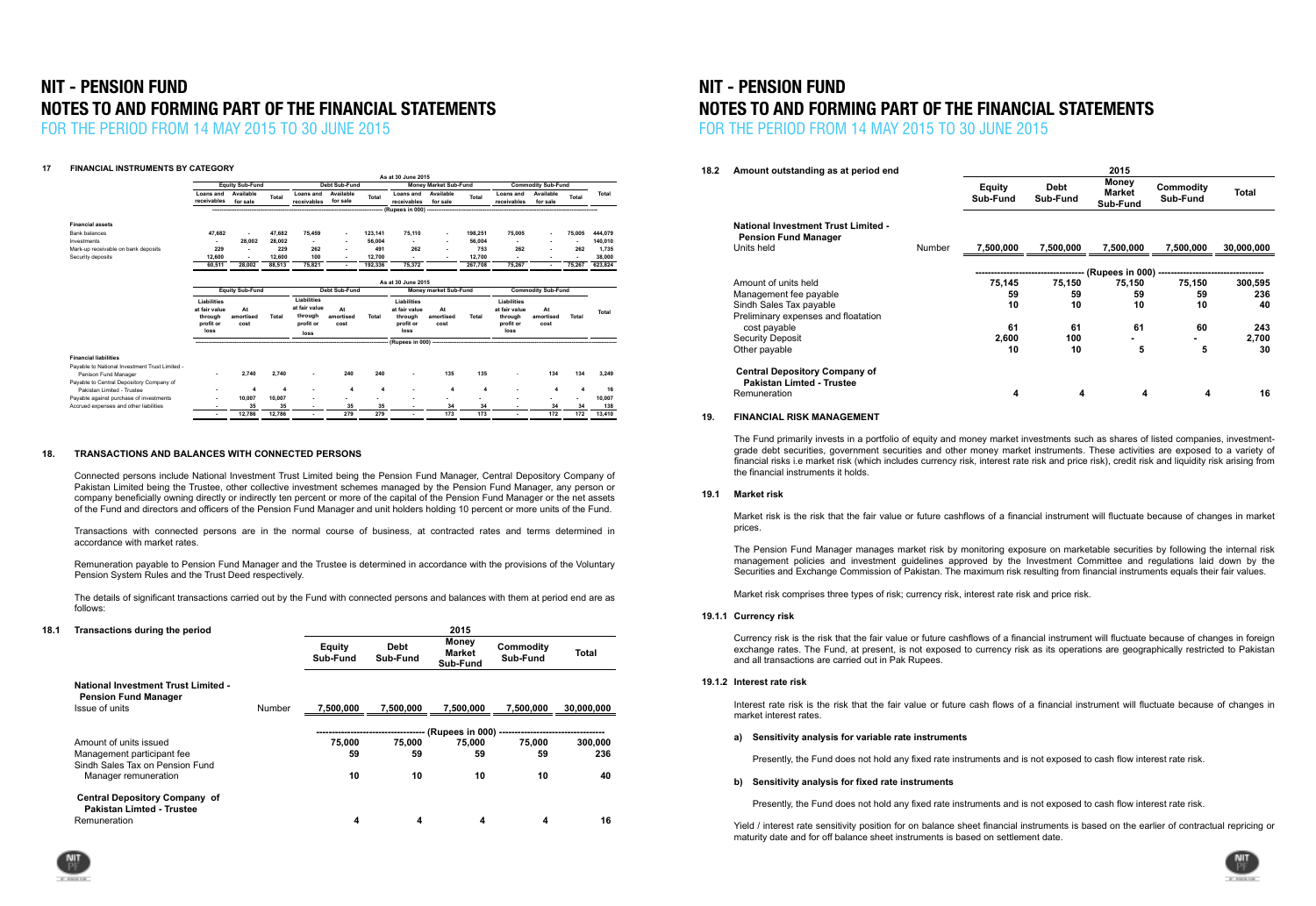# NIT - PENSION FUND

## NOTES TO AND FORMING PART OF THE FINANCIAL STATEMENTS

FOR THE PERIOD FROM 14 MAY 2015 TO 30 JUNE 2015

### 17 FINANCIAL INSTRUMENTS BY CATEGORY

As at 30 June 2015

| | Equity Sub-Fund | | | Debt Sub-Fund | | | Money Market Sub-Fund | | | Commodity Sub-Fund | | | Total |
|---|---|---|---|---|---|---|---|---|---|---|---|---|---|
| | Loans and receivables | Available for sale | Total | Loans and receivables | Available for sale | Total | Loans and receivables | Available for sale | Total | Loans and receivables | Available for sale | Total | Total |
| | (Rupees in 000) | | | | | | | | | | | | |
| **Financial assets** | | | | | | | | | | | | | |
| Bank balances | 47,682 | - | 47,682 | 75,459 | - | 123,141 | 75,110 | - | 198,251 | 75,005 | - | 75,005 | 444,079 |
| Investments | - | 28,002 | 28,002 | - | - | 56,004 | - | - | 56,004 | - | - | - | 140,010 |
| Mark-up receivable on bank deposits | 229 | - | 229 | 262 | - | 491 | 262 | - | 753 | 262 | - | 262 | 1,735 |
| Security deposits | 12,600 | - | 12,600 | 100 | - | 12,700 | - | - | 12,700 | - | - | - | 38,000 |
| | 60,511 | 28,002 | 88,513 | 75,821 | - | 192,336 | 75,372 | | 267,708 | 75,267 | - | 75,267 | 623,824 |

As at 30 June 2015

| | Equity Sub-Fund | | | Debt Sub-Fund | | | Money market Sub-Fund | | | Commodity Sub-Fund | | | Total |
|---|---|---|---|---|---|---|---|---|---|---|---|---|---|
| | Liabilities at fair value through profit or loss | At amortised cost | Total | Liabilities at fair value through profit or loss | At amortised cost | Total | Liabilities at fair value through profit or loss | At amortised cost | Total | Liabilities at fair value through profit or loss | At amortised cost | Total | Total |
| | (Rupees in 000) | | | | | | | | | | | | |
| **Financial liabilities** | | | | | | | | | | | | | |
| Payable to National Investment Trust Limited - Pension Fund Manager | - | 2,740 | 2,740 | - | 240 | 240 | - | 135 | 135 | - | 134 | 134 | 3,249 |
| Payable to Central Depository Company of Pakistan Limited - Trustee | - | 4 | 4 | - | 4 | 4 | - | 4 | 4 | - | 4 | 4 | 16 |
| Payable against purchase of investments | - | 10,007 | 10,007 | - | - | - | - | - | - | - | - | - | 10,007 |
| Accrued expenses and other liabilities | - | 35 | 35 | - | 35 | 35 | - | 34 | 34 | - | 34 | 34 | 138 |
| | - | 12,786 | 12,786 | - | 279 | 279 | - | 173 | 173 | - | 172 | 172 | 13,410 |

### 18. TRANSACTIONS AND BALANCES WITH CONNECTED PERSONS

Connected persons include National Investment Trust Limited being the Pension Fund Manager, Central Depository Company of Pakistan Limited being the Trustee, other collective investment schemes managed by the Pension Fund Manager, any person or company beneficially owning directly or indirectly ten percent or more of the capital of the Pension Fund Manager or the net assets of the Fund and directors and officers of the Pension Fund Manager and unit holders holding 10 percent or more units of the Fund.

Transactions with connected persons are in the normal course of business, at contracted rates and terms determined in accordance with market rates.

Remuneration payable to Pension Fund Manager and the Trustee is determined in accordance with the provisions of the Voluntary Pension System Rules and the Trust Deed respectively.

The details of significant transactions carried out by the Fund with connected persons and balances with them at period end are as follows:

#### 18.1 Transactions during the period

| | | 2015 | | | | |
|---|---|---|---|---|---|---|
| | | Equity Sub-Fund | Debt Sub-Fund | Money Market Sub-Fund | Commodity Sub-Fund | Total |
| **National Investment Trust Limited - Pension Fund Manager** | | | | | | |
| Issue of units | Number | 7,500,000 | 7,500,000 | 7,500,000 | 7,500,000 | 30,000,000 |
| | | (Rupees in 000) | | | | |
| Amount of units issued | | 75,000 | 75,000 | 75,000 | 75,000 | 300,000 |
| Management participant fee | | 59 | 59 | 59 | 59 | 236 |
| Sindh Sales Tax on Pension Fund Manager remuneration | | 10 | 10 | 10 | 10 | 40 |
| **Central Depository Company of Pakistan Limted - Trustee** | | | | | | |
| Remuneration | | 4 | 4 | 4 | 4 | 16 |

#### 18.2 Amount outstanding as at period end

| | | 2015 | | | | |
|---|---|---|---|---|---|---|
| | | Equity Sub-Fund | Debt Sub-Fund | Money Market Sub-Fund | Commodity Sub-Fund | Total |
| **National Investment Trust Limited - Pension Fund Manager** | | | | | | |
| Units held | Number | 7,500,000 | 7,500,000 | 7,500,000 | 7,500,000 | 30,000,000 |
| | | (Rupees in 000) | | | | |
| Amount of units held | | 75,145 | 75,150 | 75,150 | 75,150 | 300,595 |
| Management fee payable | | 59 | 59 | 59 | 59 | 236 |
| Sindh Sales Tax payable | | 10 | 10 | 10 | 10 | 40 |
| Preliminary expenses and floatation cost payable | | 61 | 61 | 61 | 60 | 243 |
| Security Deposit | | 2,600 | 100 | - | - | 2,700 |
| Other payable | | 10 | 10 | 5 | 5 | 30 |
| **Central Depository Company of Pakistan Limted - Trustee** | | | | | | |
| Remuneration | | 4 | 4 | 4 | 4 | 16 |

### 19. FINANCIAL RISK MANAGEMENT

The Fund primarily invests in a portfolio of equity and money market investments such as shares of listed companies, investment-grade debt securities, government securities and other money market instruments. These activities are exposed to a variety of financial risks i.e market risk (which includes currency risk, interest rate risk and price risk), credit risk and liquidity risk arising from the financial instruments it holds.

#### 19.1 Market risk

Market risk is the risk that the fair value or future cashflows of a financial instrument will fluctuate because of changes in market prices.

The Pension Fund Manager manages market risk by monitoring exposure on marketable securities by following the internal risk management policies and investment guidelines approved by the Investment Committee and regulations laid down by the Securities and Exchange Commission of Pakistan. The maximum risk resulting from financial instruments equals their fair values.

Market risk comprises three types of risk; currency risk, interest rate risk and price risk.

#### 19.1.1 Currency risk

Currency risk is the risk that the fair value or future cashflows of a financial instrument will fluctuate because of changes in foreign exchange rates. The Fund, at present, is not exposed to currency risk as its operations are geographically restricted to Pakistan and all transactions are carried out in Pak Rupees.

#### 19.1.2 Interest rate risk

Interest rate risk is the risk that the fair value or future cash flows of a financial instrument will fluctuate because of changes in market interest rates.

**a) Sensitivity analysis for variable rate instruments**

Presently, the Fund does not hold any fixed rate instruments and is not exposed to cash flow interest rate risk.

**b) Sensitivity analysis for fixed rate instruments**

Presently, the Fund does not hold any fixed rate instruments and is not exposed to cash flow interest rate risk.

Yield / interest rate sensitivity position for on balance sheet financial instruments is based on the earlier of contractual repricing or maturity date and for off balance sheet instruments is based on settlement date.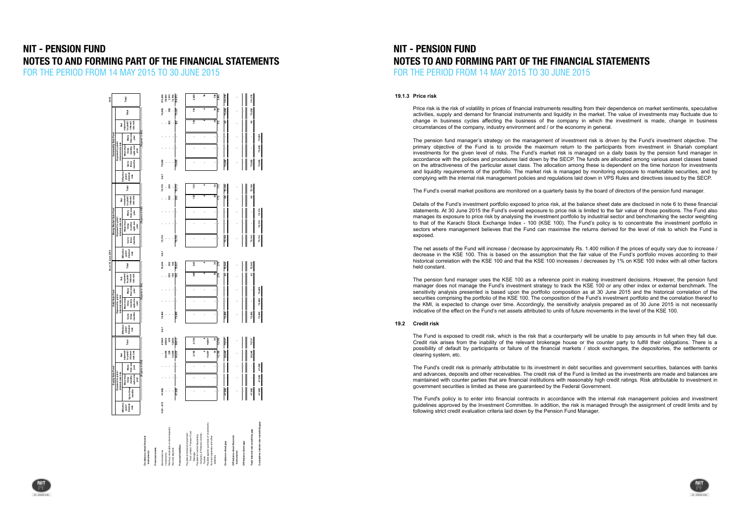As at 30 June 2015

**Equity Sub-Fund**

| | Effective yield / interest rate | Exposed to yield / interest rate risk: Up to three months | More than three months and up to one year | More than one year | Not exposed to yield / interest rate risk | Total |
|---|---|---|---|---|---|---|
| | | ------------------ (Rupees in 000) ------------------ | | | | |
| **On-balance sheet financial instruments** | | | | | | |
| **Financial assets** | | | | | | |
| Bank balances | 5.65 - 6.70 | 47,682 | - | - | - | 47,682 |
| Investments | | - | - | - | 28,602 | 28,602 |
| Mark-up receivable on bank deposits | | - | - | - | 239 | 239 |
| Security deposits | | - | - | - | 12,600 | 12,600 |
| | | 47,682 | - | - | 41,441 | 89,123 |
| **Financial liabilities** | | | | | | |
| Payable to National Investment Trust Limited - Pension Fund Manager | | - | - | - | 2,746 | 2,746 |
| Payable to Central Depository Company of Pakistan Limited - Trustee | | - | - | - | 4 | 4 |
| Payable against purchase of investments | | - | - | - | 10,697 | 10,697 |
| Accrued expenses and other liabilities | | - | - | - | 26 | 26 |
| | | - | - | - | 13,473 | 13,473 |
| On-balance sheet gap | | 47,682 | - | - | 27,968 | 75,650 |
| Off-balance sheet financial instruments | | - | - | - | - | - |
| Off-balance sheet gap | | - | - | - | - | - |
| Total interest rate sensitivity gap | | 47,682 | - | - | 27,968 | 75,650 |
| Cumulative interest rate sensitivity gap | | 47,682 | 47,682 | 47,682 | | |

**Debt Sub-Fund**

| | Effective yield / interest rate | Exposed to yield / interest rate risk: Up to three months | More than three months and up to one year | More than one year | Not exposed to yield / interest rate risk | Total |
|---|---|---|---|---|---|---|
| | | ------------------ (Rupees in 000) ------------------ | | | | |
| **Financial assets** | | | | | | |
| Bank balances | 5 - 6.7 | 75,459 | - | - | - | 75,459 |
| Investments | | - | - | - | - | - |
| Mark-up receivable on bank deposits | | - | - | - | 262 | 262 |
| Security deposits | | - | - | - | 100 | 100 |
| | | 75,459 | - | - | 362 | 75,821 |
| **Financial liabilities** | | | | | | |
| Payable to National Investment Trust Limited - Pension Fund Manager | | - | - | - | 246 | 246 |
| Payable to Central Depository Company of Pakistan Limited - Trustee | | - | - | - | 4 | 4 |
| Payable against purchase of investments | | - | - | - | - | - |
| Accrued expenses and other liabilities | | - | - | - | 25 | 25 |
| | | - | - | - | 275 | 275 |
| On-balance sheet gap | | 75,459 | - | - | 87 | 75,546 |
| Off-balance sheet financial instruments | | - | - | - | - | - |
| Off-balance sheet gap | | - | - | - | - | - |
| Total interest rate sensitivity gap | | 75,459 | - | - | 87 | 75,546 |
| Cumulative interest rate sensitivity gap | | 75,459 | 75,459 | 75,459 | | |

**Money Market Sub-Fund**

| | Effective yield / interest rate | Exposed to yield / interest rate risk: Up to three months | More than three months and up to one year | More than one year | Not exposed to yield / interest rate risk | Total |
|---|---|---|---|---|---|---|
| | | ------------------ (Rupees in 000) ------------------ | | | | |
| **Financial assets** | | | | | | |
| Bank balances | 5 - 6.7 | 75,110 | - | - | - | 75,110 |
| Investments | | - | - | - | - | - |
| Mark-up receivable on bank deposits | | - | - | - | 262 | 262 |
| Security deposits | | - | - | - | - | - |
| | | 75,110 | - | - | 262 | 75,372 |
| **Financial liabilities** | | | | | | |
| Payable to National Investment Trust Limited - Pension Fund Manager | | - | - | - | 135 | 135 |
| Payable to Central Depository Company of Pakistan Limited - Trustee | | - | - | - | 4 | 4 |
| Payable against purchase of investments | | - | - | - | - | - |
| Accrued expenses and other liabilities | | - | - | - | 24 | 24 |
| | | - | - | - | 163 | 163 |
| On-balance sheet gap | | 75,110 | - | - | 99 | 75,209 |
| Off-balance sheet financial instruments | | - | - | - | - | - |
| Off-balance sheet gap | | - | - | - | - | - |
| Total interest rate sensitivity gap | | 75,110 | - | - | 99 | 75,209 |
| Cumulative interest rate sensitivity gap | | 75,110 | 75,110 | 75,110 | | |

**Commodity Sub-Fund**

| | Effective yield / interest rate | Exposed to yield / interest rate risk: Up to three months | More than three months and up to one year | More than one year | Not exposed to yield / interest rate risk | Total |
|---|---|---|---|---|---|---|
| | | ------------------ (Rupees in 000) ------------------ | | | | |
| **Financial assets** | | | | | | |
| Bank balances | 5 - 6.7 | 75,045 | - | - | - | 75,045 |
| Investments | | - | - | - | - | - |
| Mark-up receivable on bank deposits | | - | - | - | 262 | 262 |
| Security deposits | | - | - | - | - | - |
| | | 75,045 | - | - | 262 | 75,307 |
| **Financial liabilities** | | | | | | |
| Payable to National Investment Trust Limited - Pension Fund Manager | | - | - | - | 138 | 138 |
| Payable to Central Depository Company of Pakistan Limited - Trustee | | - | - | - | 4 | 4 |
| Payable against purchase of investments | | - | - | - | - | - |
| Accrued expenses and other liabilities | | - | - | - | 26 | 26 |
| | | - | - | - | 168 | 168 |
| On-balance sheet gap | | 75,045 | - | - | 94 | 75,139 |
| Off-balance sheet financial instruments | | - | - | - | - | - |
| Off-balance sheet gap | | - | - | - | - | - |
| Total interest rate sensitivity gap | | 75,045 | - | - | 94 | 75,139 |
| Cumulative interest rate sensitivity gap | | 75,045 | 75,045 | 75,045 | | |

**2015 Total**

| | Total |
|---|---|
| Bank balances | 273,296 |
| Investments | 28,602 |
| Mark-up receivable on bank deposits | 1,025 |
| Security deposits | 12,700 |
| | 315,623 |
| Payable to National Investment Trust Limited - Pension Fund Manager | 3,265 |
| Payable to Central Depository Company of Pakistan Limited - Trustee | 16 |
| Payable against purchase of investments | 10,697 |
| Accrued expenses and other liabilities | 101 |
| | 14,079 |
| On-balance sheet gap | 301,544 |
| Off-balance sheet financial instruments | - |
| Off-balance sheet gap | - |
| Total interest rate sensitivity gap | 301,544 |

#### 19.1.3 Price risk

Price risk is the risk of volatility in prices of financial instruments resulting from their dependence on market sentiments, speculative activities, supply and demand for financial instruments and liquidity in the market. The value of investments may fluctuate due to change in business cycles affecting the business of the company in which the investment is made, change in business circumstances of the company, industry environment and / or the economy in general.

The pension fund manager's strategy on the management of investment risk is driven by the Fund's investment objective. The primary objective of the Fund is to provide the maximum return to the participants from investment in Shariah compliant investments for the given level of risks. The Fund's market risk is managed on a daily basis by the pension fund manager in accordance with the policies and procedures laid down by the SECP. The funds are allocated among various asset classes based on the attractiveness of the particular asset class. The allocation among these is dependent on the time horizon for investments and liquidity requirements of the portfolio. The market risk is managed by monitoring exposure to marketable securities, and by complying with the internal risk management policies and regulations laid down in VPS Rules and directives issued by the SECP.

The Fund's overall market positions are monitored on a quarterly basis by the board of directors of the pension fund manager.

Details of the Fund's investment portfolio exposed to price risk, at the balance sheet date are disclosed in note 6 to these financial statements. At 30 June 2015 the Fund's overall exposure to price risk is limited to the fair value of those positions. The Fund also manages its exposure to price risk by analysing the investment portfolio by industrial sector and benchmarking the sector weighting to that of the Karachi Stock Exchange Index - 100 (KSE 100). The Fund's policy is to concentrate the investment portfolio in sectors where management believes that the Fund can maximise the returns derived for the level of risk to which the Fund is exposed.

The net assets of the Fund will increase / decrease by approximately Rs. 1.400 million if the prices of equity vary due to increase / decrease in the KSE 100. This is based on the assumption that the fair value of the Fund's portfolio moves according to their historical correlation with the KSE 100 and that the KSE 100 increases / decreases by 1% on KSE 100 index with all other factors held constant.

The pension fund manager uses the KSE 100 as a reference point in making investment decisions. However, the pension fund manager does not manage the Fund's investment strategy to track the KSE 100 or any other index or external benchmark. The sensitivity analysis presented is based upon the portfolio composition as at 30 June 2015 and the historical correlation of the securities comprising the portfolio of the KSE 100. The composition of the Fund's investment portfolio and the correlation thereof to the KMI, is expected to change over time. Accordingly, the sensitivity analysis prepared as of 30 June 2015 is not necessarily indicative of the effect on the Fund's net assets attributed to units of future movements in the level of the KSE 100.

### 19.2 Credit risk

The Fund is exposed to credit risk, which is the risk that a counterparty will be unable to pay amounts in full when they fall due. Credit risk arises from the inability of the relevant brokerage house or the counter party to fulfill their obligations. There is a possibility of default by participants or failure of the financial markets / stock exchanges, the depositories, the settlements or clearing system, etc.

The Fund's credit risk is primarily attributable to its investment in debt securities and government securities, balances with banks and advances, deposits and other receivables. The credit risk of the Fund is limited as the investments are made and balances are maintained with counter parties that are financial institutions with reasonably high credit ratings. Risk attributable to investment in government securities is limited as these are guaranteed by the Federal Government.

The Fund's policy is to enter into financial contracts in accordance with the internal risk management policies and investment guidelines approved by the Investment Committee. In addition, the risk is managed through the assignment of credit limits and by following strict credit evaluation criteria laid down by the Pension Fund Manager.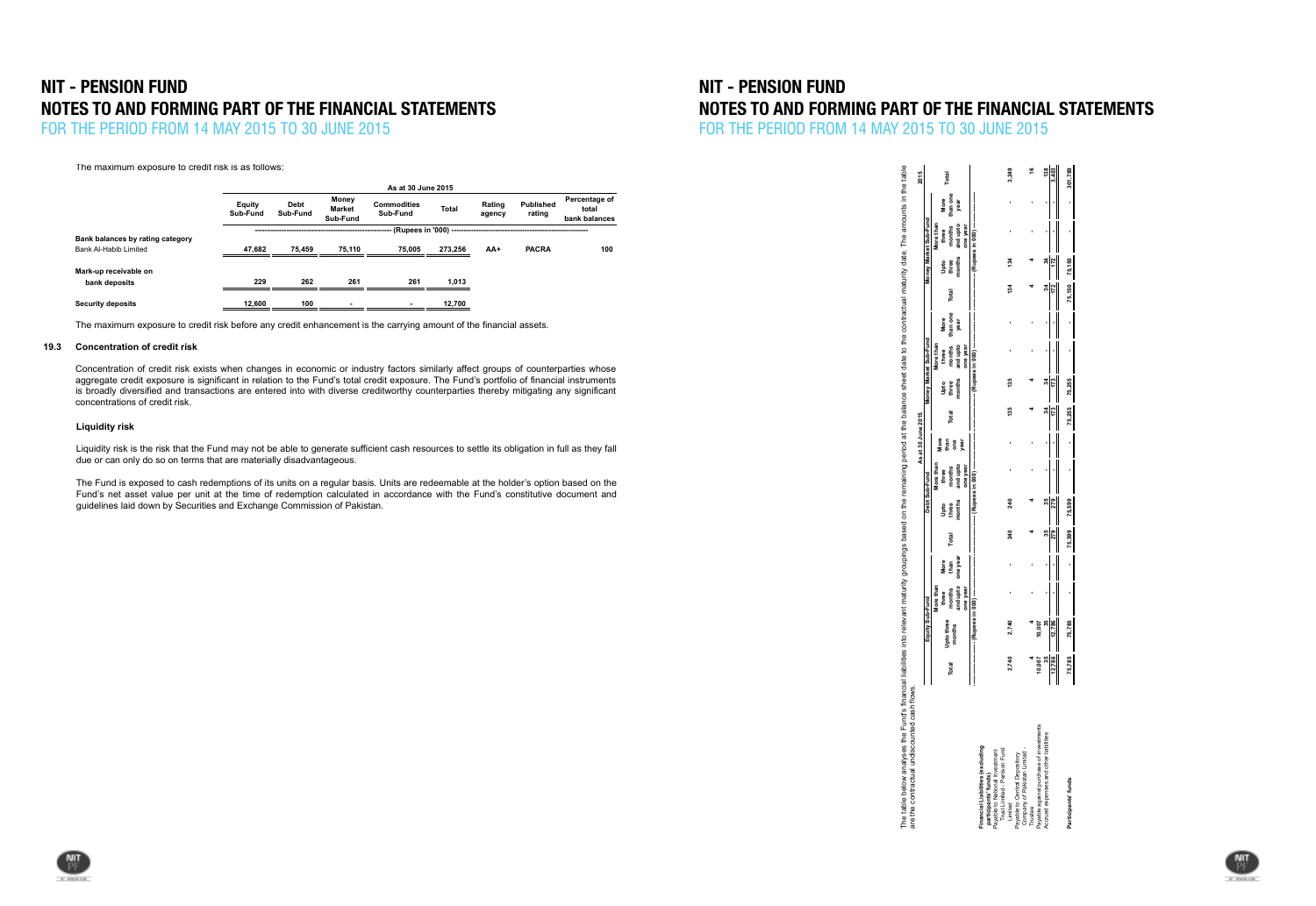The maximum exposure to credit risk is as follows:

| | As at 30 June 2015 | | | | | | | |
|---|---|---|---|---|---|---|---|---|
| | Equity Sub-Fund | Debt Sub-Fund | Money Market Sub-Fund | Commodities Sub-Fund | Total | Rating agency | Published rating | Percentage of total bank balances |
| | (Rupees in '000) | | | | | | | |
| **Bank balances by rating category** | | | | | | | | |
| Bank Al-Habib Limited | **47,682** | **75,459** | **75,110** | **75,005** | **273,256** | **AA+** | **PACRA** | **100** |
| **Mark-up receivable on bank deposits** | **229** | **262** | **261** | **261** | **1,013** | | | |
| **Security deposits** | **12,600** | **100** | **-** | **-** | **12,700** | | | |

The maximum exposure to credit risk before any credit enhancement is the carrying amount of the financial assets.

### 19.3 Concentration of credit risk

Concentration of credit risk exists when changes in economic or industry factors similarly affect groups of counterparties whose aggregate credit exposure is significant in relation to the Fund's total credit exposure. The Fund's portfolio of financial instruments is broadly diversified and transactions are entered into with diverse creditworthy counterparties thereby mitigating any significant concentrations of credit risk.

### Liquidity risk

Liquidity risk is the risk that the Fund may not be able to generate sufficient cash resources to settle its obligation in full as they fall due or can only do so on terms that are materially disadvantageous.

The Fund is exposed to cash redemptions of its units on a regular basis. Units are redeemable at the holder's option based on the Fund's net asset value per unit at the time of redemption calculated in accordance with the Fund's constitutive document and guidelines laid down by Securities and Exchange Commission of Pakistan.

The table below analyses the Fund's financial liabilities into relevant maturity groupings based on the remaining period at the balance sheet date to the contractual maturity date. The amounts in the table are the contractual undiscounted cash flows.

| | As at 30 June 2015 | | | | | | | | | | | | | | | | 2015 |
|---|---|---|---|---|---|---|---|---|---|---|---|---|---|---|---|---|---|
| | Equity Sub-Fund | | | | Debt Sub-Fund | | | | Money Market Sub-Fund | | | | Money Market Sub-Fund | | | | |
| | Total | Upto three months | More than three months and upto one year | More than one year | Total | Upto three months | More than three months and upto one year | More than one year | Total | Upto three months | More than three months and upto one year | More than one year | Total | Upto three months | More than three months and upto one year | More than one year | Total |
| | (Rupees in '000) | | | | (Rupees in '000) | | | | (Rupees in '000) | | | | (Rupees in '000) | | | | |
| **Financial Liabilities (excluding participants' funds)** | | | | | | | | | | | | | | | | | |
| Payable to National Investment Trust Limited - Pension Fund Limited | 2,740 | 2,740 | - | - | 240 | 240 | - | - | 135 | 135 | - | - | 134 | 134 | - | - | 3,249 |
| Payable to Central Depository Company of Pakistan Limited - Trustee | 4 | 4 | - | - | 4 | 4 | - | - | 4 | 4 | - | - | 4 | 4 | - | - | 16 |
| Payable against purchase of investments | 10,007 | 10,007 | - | - | | | | | | | | | | | | | |
| Accrued expenses and other liabilities | 35 | 35 | - | - | 35 | 35 | - | - | 34 | 34 | - | - | 34 | 34 | - | - | 138 |
| | 12,786 | 12,786 | - | - | 279 | 279 | - | - | 173 | 173 | - | - | 172 | 172 | - | - | 3,403 |
| **Participants' funds** | 75,785 | 75,785 | - | - | 75,999 | 75,999 | - | - | 75,255 | 75,255 | - | - | 75,150 | 75,150 | - | - | 301,789 |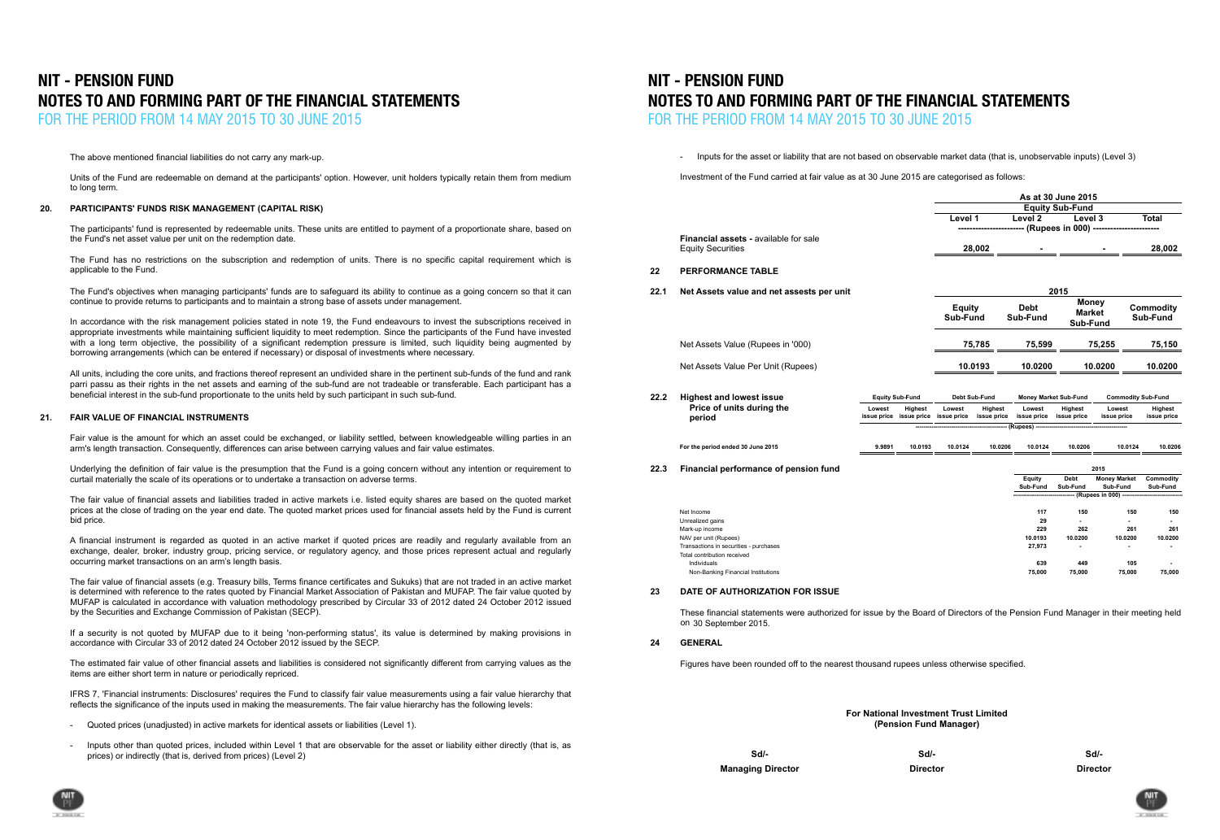# NIT - PENSION FUND
## NOTES TO AND FORMING PART OF THE FINANCIAL STATEMENTS
### FOR THE PERIOD FROM 14 MAY 2015 TO 30 JUNE 2015

The above mentioned financial liabilities do not carry any mark-up.

Units of the Fund are redeemable on demand at the participants' option. However, unit holders typically retain them from medium to long term.

**20. PARTICIPANTS' FUNDS RISK MANAGEMENT (CAPITAL RISK)**

The participants' fund is represented by redeemable units. These units are entitled to payment of a proportionate share, based on the Fund's net asset value per unit on the redemption date.

The Fund has no restrictions on the subscription and redemption of units. There is no specific capital requirement which is applicable to the Fund.

The Fund's objectives when managing participants' funds are to safeguard its ability to continue as a going concern so that it can continue to provide returns to participants and to maintain a strong base of assets under management.

In accordance with the risk management policies stated in note 19, the Fund endeavours to invest the subscriptions received in appropriate investments while maintaining sufficient liquidity to meet redemption. Since the participants of the Fund have invested with a long term objective, the possibility of a significant redemption pressure is limited, such liquidity being augmented by borrowing arrangements (which can be entered if necessary) or disposal of investments where necessary.

All units, including the core units, and fractions thereof represent an undivided share in the pertinent sub-funds of the fund and rank parri passu as their rights in the net assets and earning of the sub-fund are not tradeable or transferable. Each participant has a beneficial interest in the sub-fund proportionate to the units held by such participant in such sub-fund.

**21. FAIR VALUE OF FINANCIAL INSTRUMENTS**

Fair value is the amount for which an asset could be exchanged, or liability settled, between knowledgeable willing parties in an arm's length transaction. Consequently, differences can arise between carrying values and fair value estimates.

Underlying the definition of fair value is the presumption that the Fund is a going concern without any intention or requirement to curtail materially the scale of its operations or to undertake a transaction on adverse terms.

The fair value of financial assets and liabilities traded in active markets i.e. listed equity shares are based on the quoted market prices at the close of trading on the year end date. The quoted market prices used for financial assets held by the Fund is current bid price.

A financial instrument is regarded as quoted in an active market if quoted prices are readily and regularly available from an exchange, dealer, broker, industry group, pricing service, or regulatory agency, and those prices represent actual and regularly occurring market transactions on an arm's length basis.

The fair value of financial assets (e.g. Treasury bills, Terms finance certificates and Sukuks) that are not traded in an active market is determined with reference to the rates quoted by Financial Market Association of Pakistan and MUFAP. The fair value quoted by MUFAP is calculated in accordance with valuation methodology prescribed by Circular 33 of 2012 dated 24 October 2012 issued by the Securities and Exchange Commission of Pakistan (SECP).

If a security is not quoted by MUFAP due to it being 'non-performing status', its value is determined by making provisions in accordance with Circular 33 of 2012 dated 24 October 2012 issued by the SECP.

The estimated fair value of other financial assets and liabilities is considered not significantly different from carrying values as the items are either short term in nature or periodically repriced.

IFRS 7, 'Financial instruments: Disclosures' requires the Fund to classify fair value measurements using a fair value hierarchy that reflects the significance of the inputs used in making the measurements. The fair value hierarchy has the following levels:

- Quoted prices (unadjusted) in active markets for identical assets or liabilities (Level 1).
- Inputs other than quoted prices, included within Level 1 that are observable for the asset or liability either directly (that is, as prices) or indirectly (that is, derived from prices) (Level 2)
- Inputs for the asset or liability that are not based on observable market data (that is, unobservable inputs) (Level 3)

Investment of the Fund carried at fair value as at 30 June 2015 are categorised as follows:

| | As at 30 June 2015 | | | |
|---|---|---|---|---|
| | Equity Sub-Fund | | | |
| | Level 1 | Level 2 | Level 3 | Total |
| | (Rupees in 000) | | | |
| **Financial assets -** available for sale | | | | |
| Equity Securities | 28,002 | - | - | 28,002 |

**22 PERFORMANCE TABLE**

**22.1 Net Assets value and net assests per unit**

| | 2015 | | | |
|---|---|---|---|---|
| | Equity Sub-Fund | Debt Sub-Fund | Money Market Sub-Fund | Commodity Sub-Fund |
| Net Assets Value (Rupees in '000) | 75,785 | 75,599 | 75,255 | 75,150 |
| Net Assets Value Per Unit (Rupees) | 10.0193 | 10.0200 | 10.0200 | 10.0200 |

**22.2 Highest and lowest issue Price of units during the period**

| | Equity Sub-Fund | | Debt Sub-Fund | | Money Market Sub-Fund | | Commodity Sub-Fund | |
|---|---|---|---|---|---|---|---|---|
| | Lowest issue price | Highest issue price | Lowest issue price | Highest issue price | Lowest issue price | Highest issue price | Lowest issue price | Highest issue price |
| | (Rupees) | | | | | | | |
| For the period ended 30 June 2015 | 9.9891 | 10.0193 | 10.0124 | 10.0206 | 10.0124 | 10.0206 | 10.0124 | 10.0206 |

**22.3 Financial performance of pension fund**

| | 2015 | | | |
|---|---|---|---|---|
| | Equity Sub-Fund | Debt Sub-Fund | Money Market Sub-Fund | Commodity Sub-Fund |
| | (Rupees in 000) | | | |
| Net Income | 117 | 150 | 150 | 150 |
| Unrealized gains | 29 | - | - | - |
| Mark-up income | 229 | 262 | 261 | 261 |
| NAV per unit (Rupees) | 10.0193 | 10.0200 | 10.0200 | 10.0200 |
| Transactions in securities - purchases | 27,973 | - | - | - |
| Total contribution received | | | | |
| Individuals | 639 | 449 | 105 | - |
| Non-Banking Financial Institutions | 75,000 | 75,000 | 75,000 | 75,000 |

**23 DATE OF AUTHORIZATION FOR ISSUE**

These financial statements were authorized for issue by the Board of Directors of the Pension Fund Manager in their meeting held on 30 September 2015.

**24 GENERAL**

Figures have been rounded off to the nearest thousand rupees unless otherwise specified.

**For National Investment Trust Limited**
**(Pension Fund Manager)**

| Sd/- | Sd/- | Sd/- |
|---|---|---|
| **Managing Director** | **Director** | **Director** |